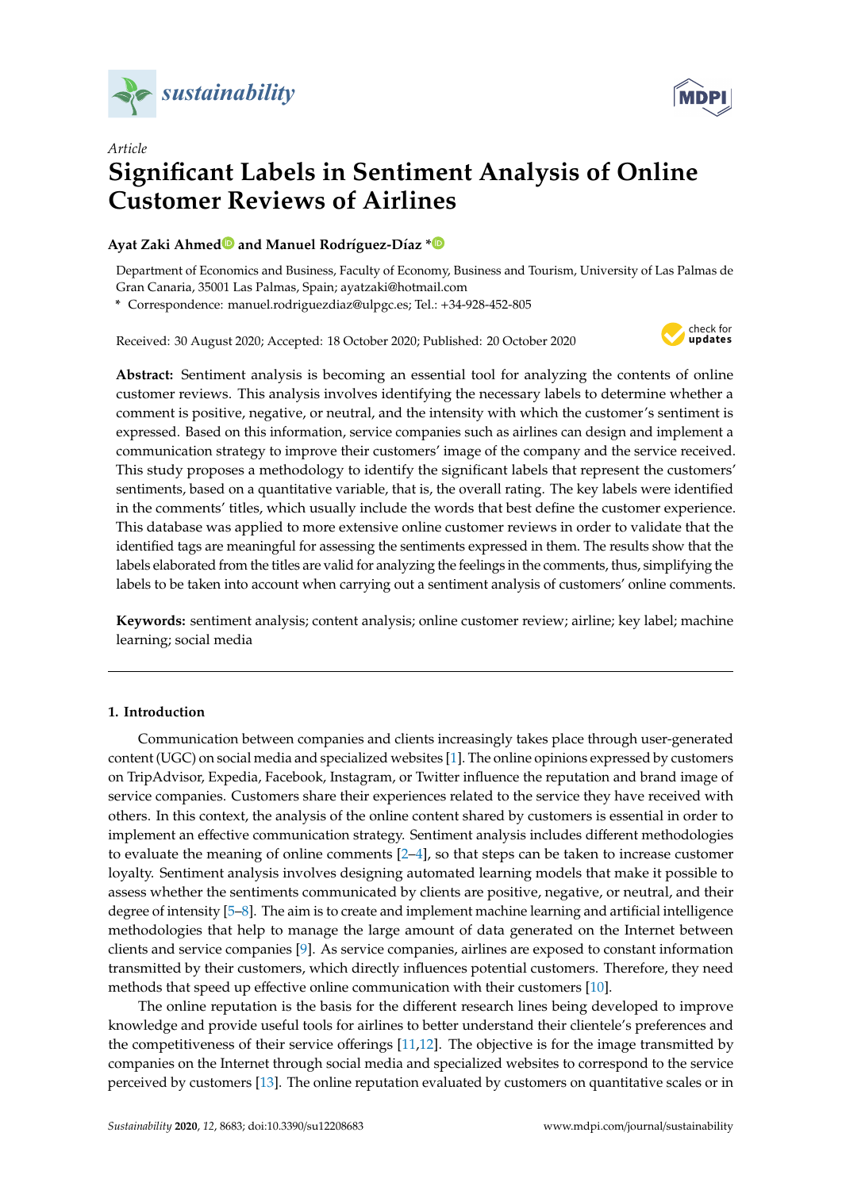*Article*

# Significant Labels in Sentiment Analysis of Online Customer Reviews of Airlines

**Ayat Zaki Ahmed and Manuel Rodríguez-Díaz ***

Department of Economics and Business, Faculty of Economy, Business and Tourism, University of Las Palmas de Gran Canaria, 35001 Las Palmas, Spain; ayatzaki@hotmail.com

* Correspondence: manuel.rodriguezdiaz@ulpgc.es; Tel.: +34-928-452-805

Received: 30 August 2020; Accepted: 18 October 2020; Published: 20 October 2020

**Abstract:** Sentiment analysis is becoming an essential tool for analyzing the contents of online customer reviews. This analysis involves identifying the necessary labels to determine whether a comment is positive, negative, or neutral, and the intensity with which the customer's sentiment is expressed. Based on this information, service companies such as airlines can design and implement a communication strategy to improve their customers' image of the company and the service received. This study proposes a methodology to identify the significant labels that represent the customers' sentiments, based on a quantitative variable, that is, the overall rating. The key labels were identified in the comments' titles, which usually include the words that best define the customer experience. This database was applied to more extensive online customer reviews in order to validate that the identified tags are meaningful for assessing the sentiments expressed in them. The results show that the labels elaborated from the titles are valid for analyzing the feelings in the comments, thus, simplifying the labels to be taken into account when carrying out a sentiment analysis of customers' online comments.

**Keywords:** sentiment analysis; content analysis; online customer review; airline; key label; machine learning; social media

## 1. Introduction

Communication between companies and clients increasingly takes place through user-generated content (UGC) on social media and specialized websites [1]. The online opinions expressed by customers on TripAdvisor, Expedia, Facebook, Instagram, or Twitter influence the reputation and brand image of service companies. Customers share their experiences related to the service they have received with others. In this context, the analysis of the online content shared by customers is essential in order to implement an effective communication strategy. Sentiment analysis includes different methodologies to evaluate the meaning of online comments [2–4], so that steps can be taken to increase customer loyalty. Sentiment analysis involves designing automated learning models that make it possible to assess whether the sentiments communicated by clients are positive, negative, or neutral, and their degree of intensity [5–8]. The aim is to create and implement machine learning and artificial intelligence methodologies that help to manage the large amount of data generated on the Internet between clients and service companies [9]. As service companies, airlines are exposed to constant information transmitted by their customers, which directly influences potential customers. Therefore, they need methods that speed up effective online communication with their customers [10].

The online reputation is the basis for the different research lines being developed to improve knowledge and provide useful tools for airlines to better understand their clientele's preferences and the competitiveness of their service offerings [11,12]. The objective is for the image transmitted by companies on the Internet through social media and specialized websites to correspond to the service perceived by customers [13]. The online reputation evaluated by customers on quantitative scales or in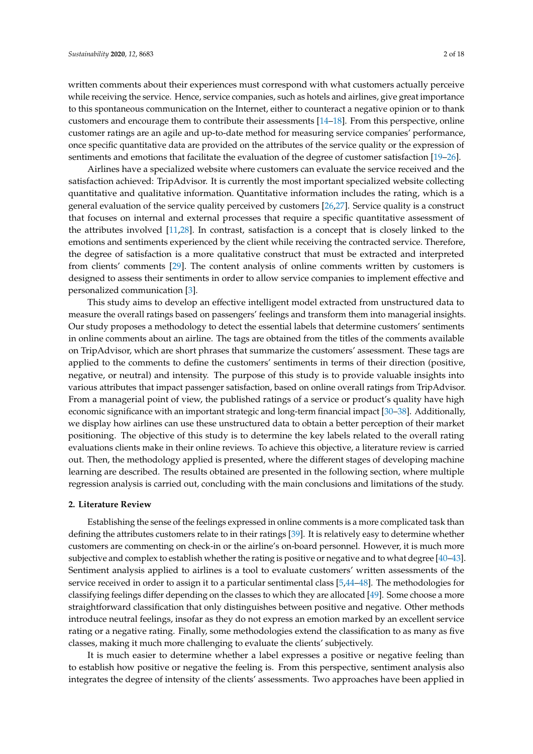written comments about their experiences must correspond with what customers actually perceive while receiving the service. Hence, service companies, such as hotels and airlines, give great importance to this spontaneous communication on the Internet, either to counteract a negative opinion or to thank customers and encourage them to contribute their assessments [14–18]. From this perspective, online customer ratings are an agile and up-to-date method for measuring service companies' performance, once specific quantitative data are provided on the attributes of the service quality or the expression of sentiments and emotions that facilitate the evaluation of the degree of customer satisfaction [19–26].

Airlines have a specialized website where customers can evaluate the service received and the satisfaction achieved: TripAdvisor. It is currently the most important specialized website collecting quantitative and qualitative information. Quantitative information includes the rating, which is a general evaluation of the service quality perceived by customers [26,27]. Service quality is a construct that focuses on internal and external processes that require a specific quantitative assessment of the attributes involved [11,28]. In contrast, satisfaction is a concept that is closely linked to the emotions and sentiments experienced by the client while receiving the contracted service. Therefore, the degree of satisfaction is a more qualitative construct that must be extracted and interpreted from clients' comments [29]. The content analysis of online comments written by customers is designed to assess their sentiments in order to allow service companies to implement effective and personalized communication [3].

This study aims to develop an effective intelligent model extracted from unstructured data to measure the overall ratings based on passengers' feelings and transform them into managerial insights. Our study proposes a methodology to detect the essential labels that determine customers' sentiments in online comments about an airline. The tags are obtained from the titles of the comments available on TripAdvisor, which are short phrases that summarize the customers' assessment. These tags are applied to the comments to define the customers' sentiments in terms of their direction (positive, negative, or neutral) and intensity. The purpose of this study is to provide valuable insights into various attributes that impact passenger satisfaction, based on online overall ratings from TripAdvisor. From a managerial point of view, the published ratings of a service or product's quality have high economic significance with an important strategic and long-term financial impact [30–38]. Additionally, we display how airlines can use these unstructured data to obtain a better perception of their market positioning. The objective of this study is to determine the key labels related to the overall rating evaluations clients make in their online reviews. To achieve this objective, a literature review is carried out. Then, the methodology applied is presented, where the different stages of developing machine learning are described. The results obtained are presented in the following section, where multiple regression analysis is carried out, concluding with the main conclusions and limitations of the study.

## 2. Literature Review

Establishing the sense of the feelings expressed in online comments is a more complicated task than defining the attributes customers relate to in their ratings [39]. It is relatively easy to determine whether customers are commenting on check-in or the airline's on-board personnel. However, it is much more subjective and complex to establish whether the rating is positive or negative and to what degree [40–43]. Sentiment analysis applied to airlines is a tool to evaluate customers' written assessments of the service received in order to assign it to a particular sentimental class [5,44–48]. The methodologies for classifying feelings differ depending on the classes to which they are allocated [49]. Some choose a more straightforward classification that only distinguishes between positive and negative. Other methods introduce neutral feelings, insofar as they do not express an emotion marked by an excellent service rating or a negative rating. Finally, some methodologies extend the classification to as many as five classes, making it much more challenging to evaluate the clients' subjectively.

It is much easier to determine whether a label expresses a positive or negative feeling than to establish how positive or negative the feeling is. From this perspective, sentiment analysis also integrates the degree of intensity of the clients' assessments. Two approaches have been applied in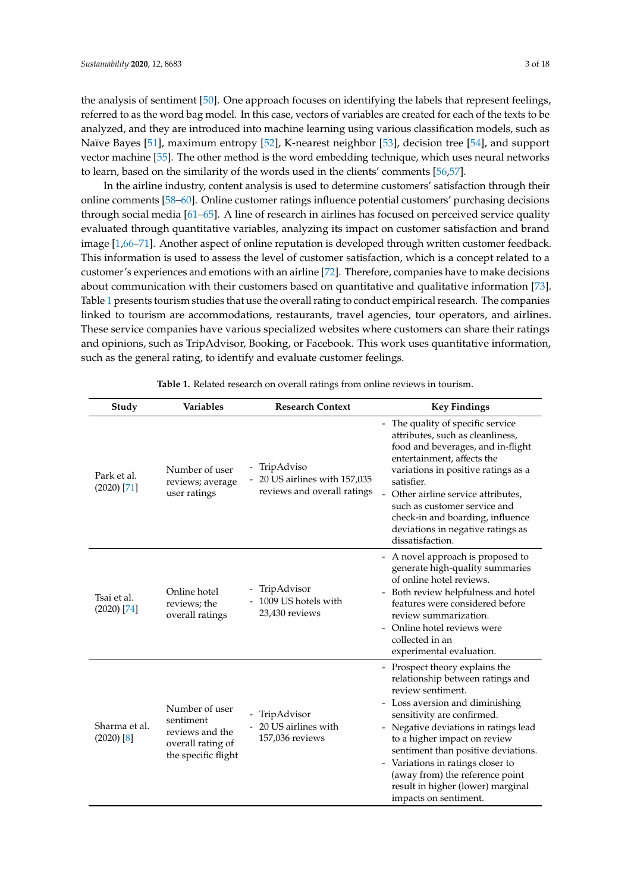the analysis of sentiment [50]. One approach focuses on identifying the labels that represent feelings, referred to as the word bag model. In this case, vectors of variables are created for each of the texts to be analyzed, and they are introduced into machine learning using various classification models, such as Naïve Bayes [51], maximum entropy [52], K-nearest neighbor [53], decision tree [54], and support vector machine [55]. The other method is the word embedding technique, which uses neural networks to learn, based on the similarity of the words used in the clients' comments [56,57].

In the airline industry, content analysis is used to determine customers' satisfaction through their online comments [58–60]. Online customer ratings influence potential customers' purchasing decisions through social media [61–65]. A line of research in airlines has focused on perceived service quality evaluated through quantitative variables, analyzing its impact on customer satisfaction and brand image [1,66–71]. Another aspect of online reputation is developed through written customer feedback. This information is used to assess the level of customer satisfaction, which is a concept related to a customer's experiences and emotions with an airline [72]. Therefore, companies have to make decisions about communication with their customers based on quantitative and qualitative information [73]. Table 1 presents tourism studies that use the overall rating to conduct empirical research. The companies linked to tourism are accommodations, restaurants, travel agencies, tour operators, and airlines. These service companies have various specialized websites where customers can share their ratings and opinions, such as TripAdvisor, Booking, or Facebook. This work uses quantitative information, such as the general rating, to identify and evaluate customer feelings.

**Table 1.** Related research on overall ratings from online reviews in tourism.

| Study | Variables | Research Context | Key Findings |
|---|---|---|---|
| Park et al. (2020) [71] | Number of user reviews; average user ratings | - TripAdviso<br>- 20 US airlines with 157,035 reviews and overall ratings | - The quality of specific service attributes, such as cleanliness, food and beverages, and in-flight entertainment, affects the variations in positive ratings as a satisfier.<br>- Other airline service attributes, such as customer service and check-in and boarding, influence deviations in negative ratings as dissatisfaction. |
| Tsai et al. (2020) [74] | Online hotel reviews; the overall ratings | - TripAdvisor<br>- 1009 US hotels with 23,430 reviews | - A novel approach is proposed to generate high-quality summaries of online hotel reviews.<br>- Both review helpfulness and hotel features were considered before review summarization.<br>- Online hotel reviews were collected in an experimental evaluation. |
| Sharma et al. (2020) [8] | Number of user sentiment reviews and the overall rating of the specific flight | - TripAdvisor<br>- 20 US airlines with 157,036 reviews | - Prospect theory explains the relationship between ratings and review sentiment.<br>- Loss aversion and diminishing sensitivity are confirmed.<br>- Negative deviations in ratings lead to a higher impact on review sentiment than positive deviations.<br>- Variations in ratings closer to (away from) the reference point result in higher (lower) marginal impacts on sentiment. |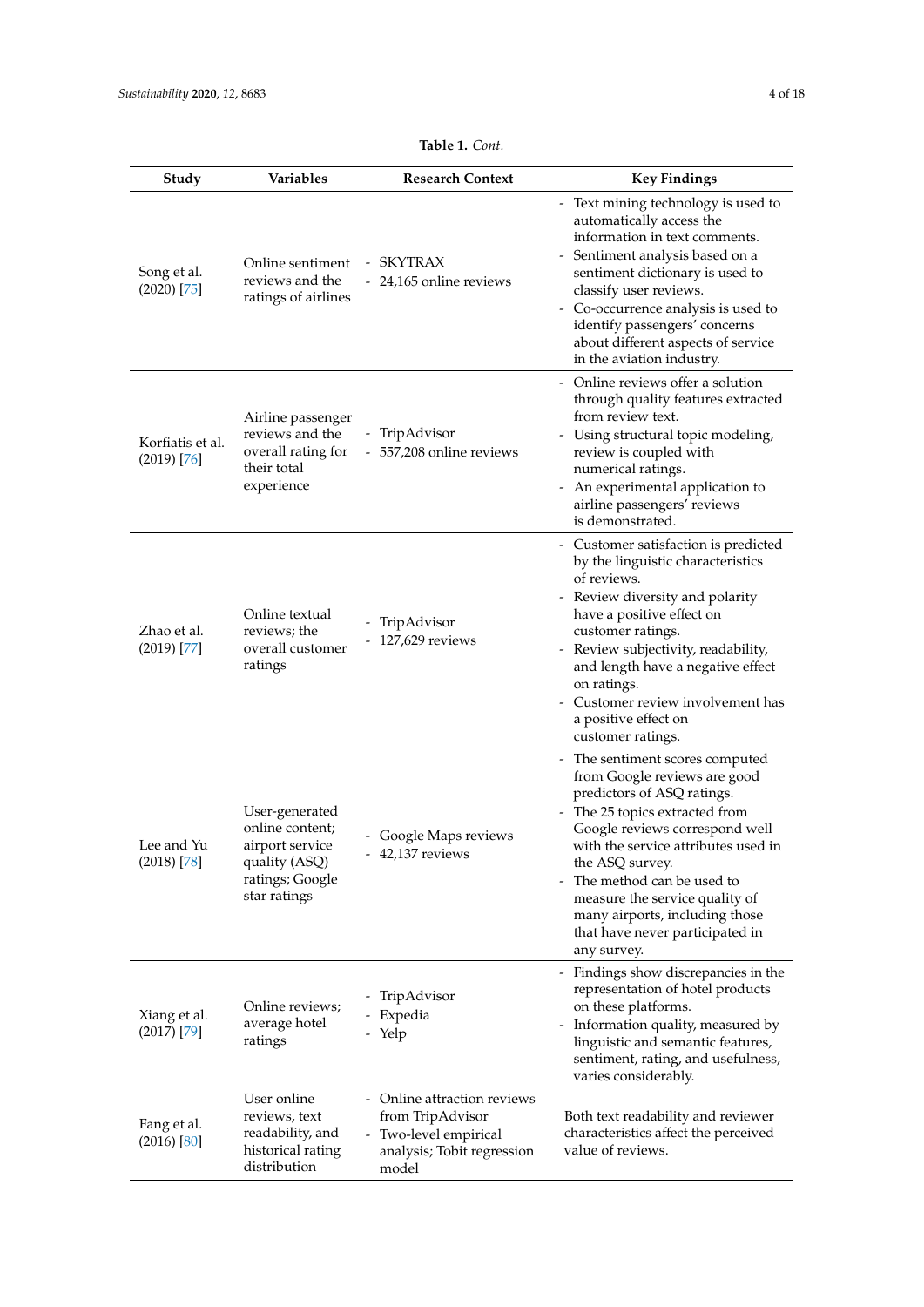**Table 1.** *Cont.*

| Study | Variables | Research Context | Key Findings |
|---|---|---|---|
| Song et al. (2020) [75] | Online sentiment reviews and the ratings of airlines | - SKYTRAX<br>- 24,165 online reviews | - Text mining technology is used to automatically access the information in text comments.<br>- Sentiment analysis based on a sentiment dictionary is used to classify user reviews.<br>- Co-occurrence analysis is used to identify passengers' concerns about different aspects of service in the aviation industry. |
| Korfiatis et al. (2019) [76] | Airline passenger reviews and the overall rating for their total experience | - TripAdvisor<br>- 557,208 online reviews | - Online reviews offer a solution through quality features extracted from review text.<br>- Using structural topic modeling, review is coupled with numerical ratings.<br>- An experimental application to airline passengers' reviews is demonstrated. |
| Zhao et al. (2019) [77] | Online textual reviews; the overall customer ratings | - TripAdvisor<br>- 127,629 reviews | - Customer satisfaction is predicted by the linguistic characteristics of reviews.<br>- Review diversity and polarity have a positive effect on customer ratings.<br>- Review subjectivity, readability, and length have a negative effect on ratings.<br>- Customer review involvement has a positive effect on customer ratings. |
| Lee and Yu (2018) [78] | User-generated online content; airport service quality (ASQ) ratings; Google star ratings | - Google Maps reviews<br>- 42,137 reviews | - The sentiment scores computed from Google reviews are good predictors of ASQ ratings.<br>- The 25 topics extracted from Google reviews correspond well with the service attributes used in the ASQ survey.<br>- The method can be used to measure the service quality of many airports, including those that have never participated in any survey. |
| Xiang et al. (2017) [79] | Online reviews; average hotel ratings | - TripAdvisor<br>- Expedia<br>- Yelp | - Findings show discrepancies in the representation of hotel products on these platforms.<br>- Information quality, measured by linguistic and semantic features, sentiment, rating, and usefulness, varies considerably. |
| Fang et al. (2016) [80] | User online reviews, text readability, and historical rating distribution | - Online attraction reviews from TripAdvisor<br>- Two-level empirical analysis; Tobit regression model | Both text readability and reviewer characteristics affect the perceived value of reviews. |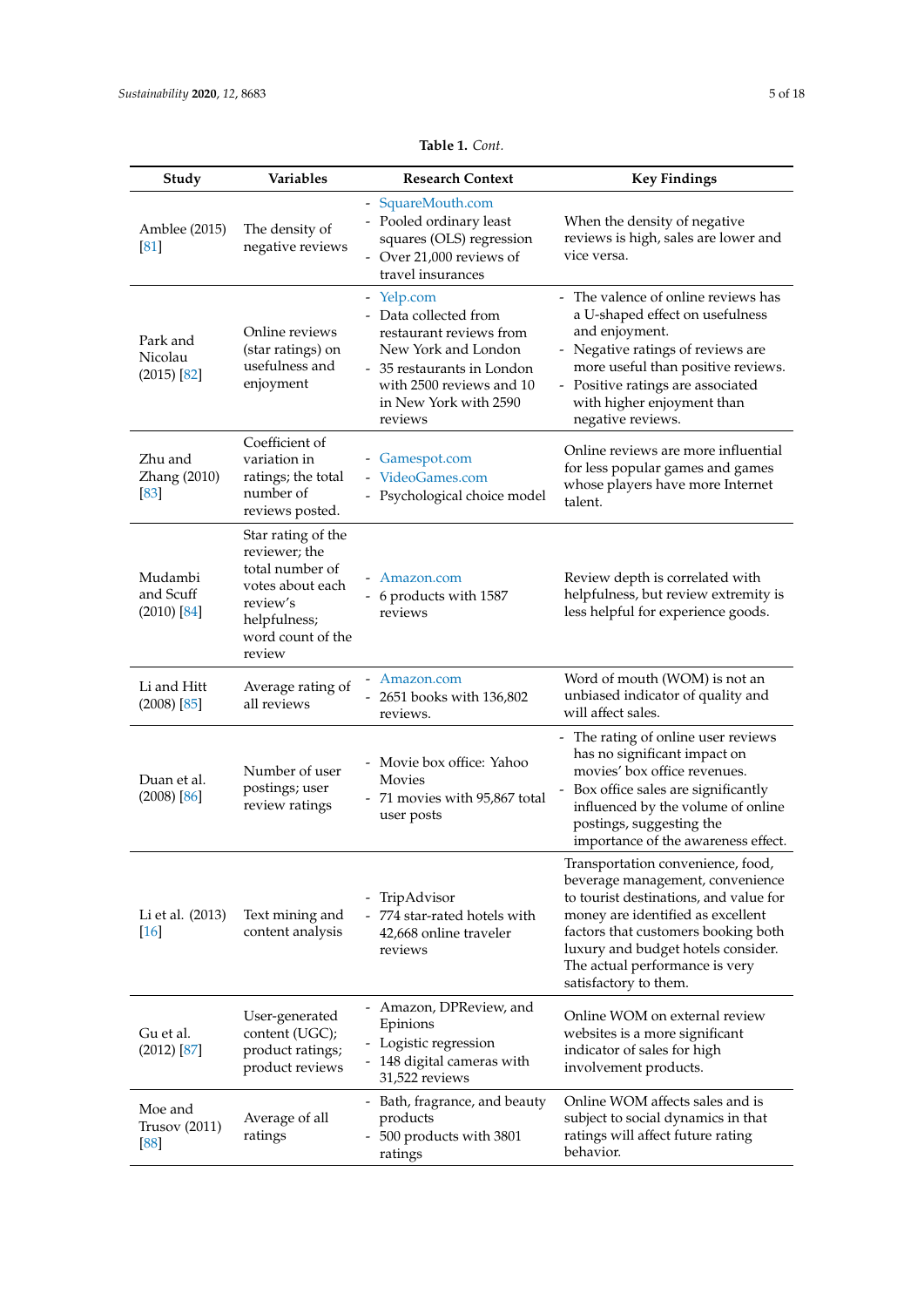**Table 1.** *Cont.*

| Study | Variables | Research Context | Key Findings |
|---|---|---|---|
| Amblee (2015) [81] | The density of negative reviews | - SquareMouth.com<br>- Pooled ordinary least squares (OLS) regression<br>- Over 21,000 reviews of travel insurances | When the density of negative reviews is high, sales are lower and vice versa. |
| Park and Nicolau (2015) [82] | Online reviews (star ratings) on usefulness and enjoyment | - Yelp.com<br>- Data collected from restaurant reviews from New York and London<br>- 35 restaurants in London with 2500 reviews and 10 in New York with 2590 reviews | - The valence of online reviews has a U-shaped effect on usefulness and enjoyment.<br>- Negative ratings of reviews are more useful than positive reviews.<br>- Positive ratings are associated with higher enjoyment than negative reviews. |
| Zhu and Zhang (2010) [83] | Coefficient of variation in ratings; the total number of reviews posted. | - Gamespot.com<br>- VideoGames.com<br>- Psychological choice model | Online reviews are more influential for less popular games and games whose players have more Internet talent. |
| Mudambi and Scuff (2010) [84] | Star rating of the reviewer; the total number of votes about each review's helpfulness; word count of the review | - Amazon.com<br>- 6 products with 1587 reviews | Review depth is correlated with helpfulness, but review extremity is less helpful for experience goods. |
| Li and Hitt (2008) [85] | Average rating of all reviews | - Amazon.com<br>- 2651 books with 136,802 reviews. | Word of mouth (WOM) is not an unbiased indicator of quality and will affect sales. |
| Duan et al. (2008) [86] | Number of user postings; user review ratings | - Movie box office: Yahoo Movies<br>- 71 movies with 95,867 total user posts | - The rating of online user reviews has no significant impact on movies' box office revenues.<br>- Box office sales are significantly influenced by the volume of online postings, suggesting the importance of the awareness effect. |
| Li et al. (2013) [16] | Text mining and content analysis | - TripAdvisor<br>- 774 star-rated hotels with 42,668 online traveler reviews | Transportation convenience, food, beverage management, convenience to tourist destinations, and value for money are identified as excellent factors that customers booking both luxury and budget hotels consider. The actual performance is very satisfactory to them. |
| Gu et al. (2012) [87] | User-generated content (UGC); product ratings; product reviews | - Amazon, DPReview, and Epinions<br>- Logistic regression<br>- 148 digital cameras with 31,522 reviews | Online WOM on external review websites is a more significant indicator of sales for high involvement products. |
| Moe and Trusov (2011) [88] | Average of all ratings | - Bath, fragrance, and beauty products<br>- 500 products with 3801 ratings | Online WOM affects sales and is subject to social dynamics in that ratings will affect future rating behavior. |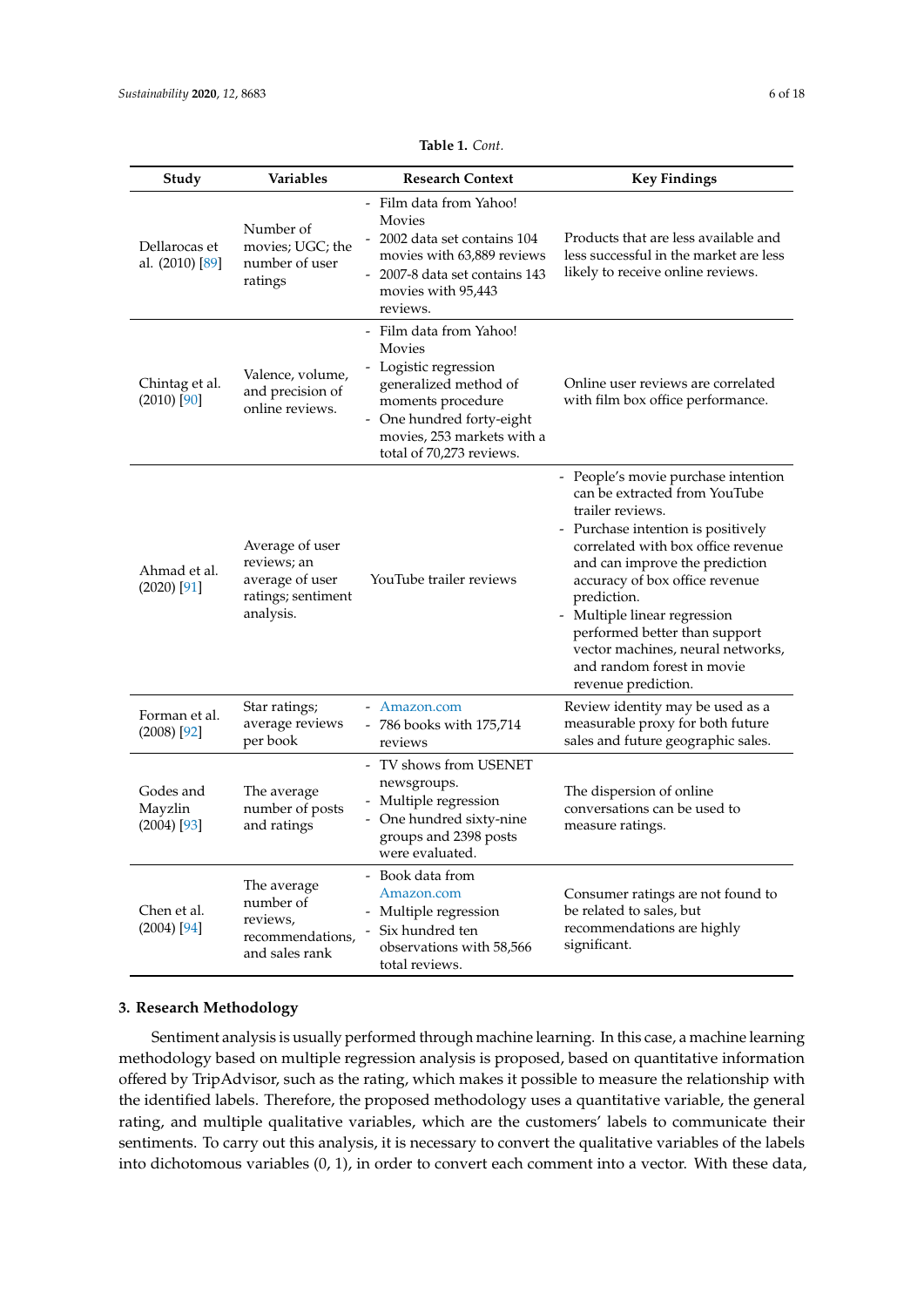**Table 1.** *Cont.*

| Study | Variables | Research Context | Key Findings |
|---|---|---|---|
| Dellarocas et al. (2010) [89] | Number of movies; UGC; the number of user ratings | - Film data from Yahoo! Movies<br>- 2002 data set contains 104 movies with 63,889 reviews<br>- 2007-8 data set contains 143 movies with 95,443 reviews. | Products that are less available and less successful in the market are less likely to receive online reviews. |
| Chintag et al. (2010) [90] | Valence, volume, and precision of online reviews. | - Film data from Yahoo! Movies<br>- Logistic regression generalized method of moments procedure<br>- One hundred forty-eight movies, 253 markets with a total of 70,273 reviews. | Online user reviews are correlated with film box office performance. |
| Ahmad et al. (2020) [91] | Average of user reviews; an average of user ratings; sentiment analysis. | YouTube trailer reviews | - People's movie purchase intention can be extracted from YouTube trailer reviews.<br>- Purchase intention is positively correlated with box office revenue and can improve the prediction accuracy of box office revenue prediction.<br>- Multiple linear regression performed better than support vector machines, neural networks, and random forest in movie revenue prediction. |
| Forman et al. (2008) [92] | Star ratings; average reviews per book | - Amazon.com<br>- 786 books with 175,714 reviews | Review identity may be used as a measurable proxy for both future sales and future geographic sales. |
| Godes and Mayzlin (2004) [93] | The average number of posts and ratings | - TV shows from USENET newsgroups.<br>- Multiple regression<br>- One hundred sixty-nine groups and 2398 posts were evaluated. | The dispersion of online conversations can be used to measure ratings. |
| Chen et al. (2004) [94] | The average number of reviews, recommendations, and sales rank | - Book data from Amazon.com<br>- Multiple regression<br>- Six hundred ten observations with 58,566 total reviews. | Consumer ratings are not found to be related to sales, but recommendations are highly significant. |

## 3. Research Methodology

Sentiment analysis is usually performed through machine learning. In this case, a machine learning methodology based on multiple regression analysis is proposed, based on quantitative information offered by TripAdvisor, such as the rating, which makes it possible to measure the relationship with the identified labels. Therefore, the proposed methodology uses a quantitative variable, the general rating, and multiple qualitative variables, which are the customers' labels to communicate their sentiments. To carry out this analysis, it is necessary to convert the qualitative variables of the labels into dichotomous variables (0, 1), in order to convert each comment into a vector. With these data,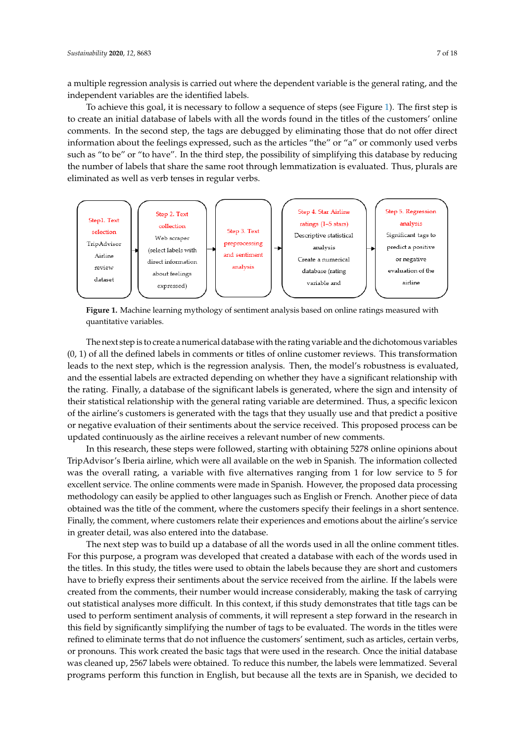a multiple regression analysis is carried out where the dependent variable is the general rating, and the independent variables are the identified labels.

To achieve this goal, it is necessary to follow a sequence of steps (see Figure 1). The first step is to create an initial database of labels with all the words found in the titles of the customers' online comments. In the second step, the tags are debugged by eliminating those that do not offer direct information about the feelings expressed, such as the articles "the" or "a" or commonly used verbs such as "to be" or "to have". In the third step, the possibility of simplifying this database by reducing the number of labels that share the same root through lemmatization is evaluated. Thus, plurals are eliminated as well as verb tenses in regular verbs.

| Step1. Text selection | → | Step 2. Text collection | → | Step 3. Text preprocessing and sentiment analysis | → | Step 4. Star Airline ratings (1–5 stars) | → | Step 5. Regression analysis |
|---|---|---|---|---|---|---|---|---|
| TripAdvisor Airline review dataset | | Web scraper (select labels with direct information about feelings expressed) | | | | Descriptive statistical analysis<br>Create a numerical database (rating variable and | | Significant tags to predict a positive or negative evaluation of the airline |

**Figure 1.** Machine learning mythology of sentiment analysis based on online ratings measured with quantitative variables.

The next step is to create a numerical database with the rating variable and the dichotomous variables (0, 1) of all the defined labels in comments or titles of online customer reviews. This transformation leads to the next step, which is the regression analysis. Then, the model's robustness is evaluated, and the essential labels are extracted depending on whether they have a significant relationship with the rating. Finally, a database of the significant labels is generated, where the sign and intensity of their statistical relationship with the general rating variable are determined. Thus, a specific lexicon of the airline's customers is generated with the tags that they usually use and that predict a positive or negative evaluation of their sentiments about the service received. This proposed process can be updated continuously as the airline receives a relevant number of new comments.

In this research, these steps were followed, starting with obtaining 5278 online opinions about TripAdvisor's Iberia airline, which were all available on the web in Spanish. The information collected was the overall rating, a variable with five alternatives ranging from 1 for low service to 5 for excellent service. The online comments were made in Spanish. However, the proposed data processing methodology can easily be applied to other languages such as English or French. Another piece of data obtained was the title of the comment, where the customers specify their feelings in a short sentence. Finally, the comment, where customers relate their experiences and emotions about the airline's service in greater detail, was also entered into the database.

The next step was to build up a database of all the words used in all the online comment titles. For this purpose, a program was developed that created a database with each of the words used in the titles. In this study, the titles were used to obtain the labels because they are short and customers have to briefly express their sentiments about the service received from the airline. If the labels were created from the comments, their number would increase considerably, making the task of carrying out statistical analyses more difficult. In this context, if this study demonstrates that title tags can be used to perform sentiment analysis of comments, it will represent a step forward in the research in this field by significantly simplifying the number of tags to be evaluated. The words in the titles were refined to eliminate terms that do not influence the customers' sentiment, such as articles, certain verbs, or pronouns. This work created the basic tags that were used in the research. Once the initial database was cleaned up, 2567 labels were obtained. To reduce this number, the labels were lemmatized. Several programs perform this function in English, but because all the texts are in Spanish, we decided to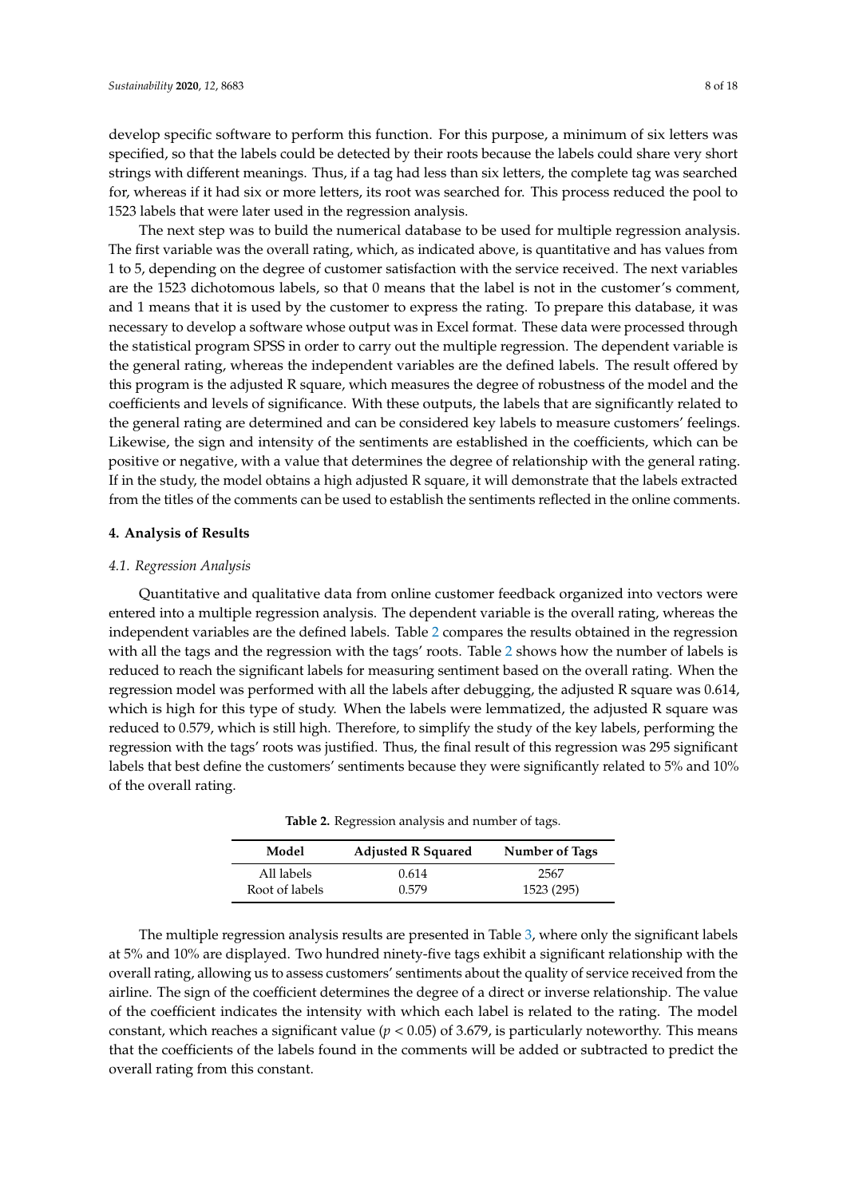develop specific software to perform this function. For this purpose, a minimum of six letters was specified, so that the labels could be detected by their roots because the labels could share very short strings with different meanings. Thus, if a tag had less than six letters, the complete tag was searched for, whereas if it had six or more letters, its root was searched for. This process reduced the pool to 1523 labels that were later used in the regression analysis.

The next step was to build the numerical database to be used for multiple regression analysis. The first variable was the overall rating, which, as indicated above, is quantitative and has values from 1 to 5, depending on the degree of customer satisfaction with the service received. The next variables are the 1523 dichotomous labels, so that 0 means that the label is not in the customer's comment, and 1 means that it is used by the customer to express the rating. To prepare this database, it was necessary to develop a software whose output was in Excel format. These data were processed through the statistical program SPSS in order to carry out the multiple regression. The dependent variable is the general rating, whereas the independent variables are the defined labels. The result offered by this program is the adjusted R square, which measures the degree of robustness of the model and the coefficients and levels of significance. With these outputs, the labels that are significantly related to the general rating are determined and can be considered key labels to measure customers' feelings. Likewise, the sign and intensity of the sentiments are established in the coefficients, which can be positive or negative, with a value that determines the degree of relationship with the general rating. If in the study, the model obtains a high adjusted R square, it will demonstrate that the labels extracted from the titles of the comments can be used to establish the sentiments reflected in the online comments.

## 4. Analysis of Results

### *4.1. Regression Analysis*

Quantitative and qualitative data from online customer feedback organized into vectors were entered into a multiple regression analysis. The dependent variable is the overall rating, whereas the independent variables are the defined labels. Table 2 compares the results obtained in the regression with all the tags and the regression with the tags' roots. Table 2 shows how the number of labels is reduced to reach the significant labels for measuring sentiment based on the overall rating. When the regression model was performed with all the labels after debugging, the adjusted R square was 0.614, which is high for this type of study. When the labels were lemmatized, the adjusted R square was reduced to 0.579, which is still high. Therefore, to simplify the study of the key labels, performing the regression with the tags' roots was justified. Thus, the final result of this regression was 295 significant labels that best define the customers' sentiments because they were significantly related to 5% and 10% of the overall rating.

**Table 2.** Regression analysis and number of tags.

| Model | Adjusted R Squared | Number of Tags |
|---|---|---|
| All labels | 0.614 | 2567 |
| Root of labels | 0.579 | 1523 (295) |

The multiple regression analysis results are presented in Table 3, where only the significant labels at 5% and 10% are displayed. Two hundred ninety-five tags exhibit a significant relationship with the overall rating, allowing us to assess customers' sentiments about the quality of service received from the airline. The sign of the coefficient determines the degree of a direct or inverse relationship. The value of the coefficient indicates the intensity with which each label is related to the rating. The model constant, which reaches a significant value ($p < 0.05$) of 3.679, is particularly noteworthy. This means that the coefficients of the labels found in the comments will be added or subtracted to predict the overall rating from this constant.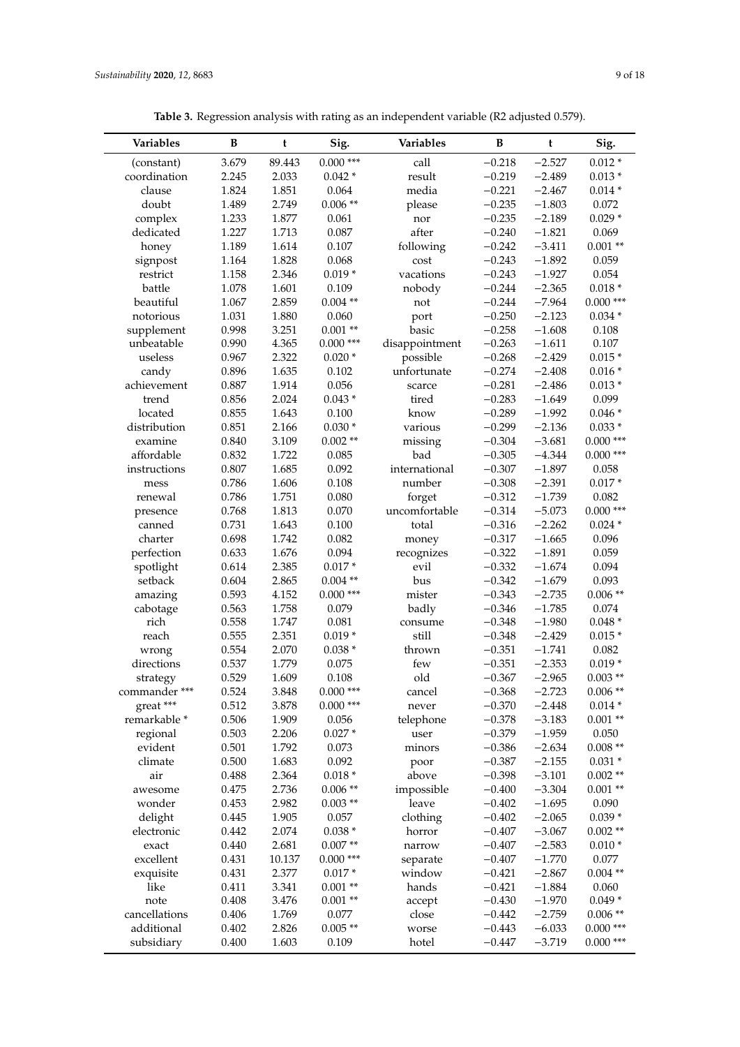**Table 3.** Regression analysis with rating as an independent variable (R2 adjusted 0.579).

| Variables | B | t | Sig. | Variables | B | t | Sig. |
|---|---|---|---|---|---|---|---|
| (constant) | 3.679 | 89.443 | 0.000 *** | call | −0.218 | −2.527 | 0.012 * |
| coordination | 2.245 | 2.033 | 0.042 * | result | −0.219 | −2.489 | 0.013 * |
| clause | 1.824 | 1.851 | 0.064 | media | −0.221 | −2.467 | 0.014 * |
| doubt | 1.489 | 2.749 | 0.006 ** | please | −0.235 | −1.803 | 0.072 |
| complex | 1.233 | 1.877 | 0.061 | nor | −0.235 | −2.189 | 0.029 * |
| dedicated | 1.227 | 1.713 | 0.087 | after | −0.240 | −1.821 | 0.069 |
| honey | 1.189 | 1.614 | 0.107 | following | −0.242 | −3.411 | 0.001 ** |
| signpost | 1.164 | 1.828 | 0.068 | cost | −0.243 | −1.892 | 0.059 |
| restrict | 1.158 | 2.346 | 0.019 * | vacations | −0.243 | −1.927 | 0.054 |
| battle | 1.078 | 1.601 | 0.109 | nobody | −0.244 | −2.365 | 0.018 * |
| beautiful | 1.067 | 2.859 | 0.004 ** | not | −0.244 | −7.964 | 0.000 *** |
| notorious | 1.031 | 1.880 | 0.060 | port | −0.250 | −2.123 | 0.034 * |
| supplement | 0.998 | 3.251 | 0.001 ** | basic | −0.258 | −1.608 | 0.108 |
| unbeatable | 0.990 | 4.365 | 0.000 *** | disappointment | −0.263 | −1.611 | 0.107 |
| useless | 0.967 | 2.322 | 0.020 * | possible | −0.268 | −2.429 | 0.015 * |
| candy | 0.896 | 1.635 | 0.102 | unfortunate | −0.274 | −2.408 | 0.016 * |
| achievement | 0.887 | 1.914 | 0.056 | scarce | −0.281 | −2.486 | 0.013 * |
| trend | 0.856 | 2.024 | 0.043 * | tired | −0.283 | −1.649 | 0.099 |
| located | 0.855 | 1.643 | 0.100 | know | −0.289 | −1.992 | 0.046 * |
| distribution | 0.851 | 2.166 | 0.030 * | various | −0.299 | −2.136 | 0.033 * |
| examine | 0.840 | 3.109 | 0.002 ** | missing | −0.304 | −3.681 | 0.000 *** |
| affordable | 0.832 | 1.722 | 0.085 | bad | −0.305 | −4.344 | 0.000 *** |
| instructions | 0.807 | 1.685 | 0.092 | international | −0.307 | −1.897 | 0.058 |
| mess | 0.786 | 1.606 | 0.108 | number | −0.308 | −2.391 | 0.017 * |
| renewal | 0.786 | 1.751 | 0.080 | forget | −0.312 | −1.739 | 0.082 |
| presence | 0.768 | 1.813 | 0.070 | uncomfortable | −0.314 | −5.073 | 0.000 *** |
| canned | 0.731 | 1.643 | 0.100 | total | −0.316 | −2.262 | 0.024 * |
| charter | 0.698 | 1.742 | 0.082 | money | −0.317 | −1.665 | 0.096 |
| perfection | 0.633 | 1.676 | 0.094 | recognizes | −0.322 | −1.891 | 0.059 |
| spotlight | 0.614 | 2.385 | 0.017 * | evil | −0.332 | −1.674 | 0.094 |
| setback | 0.604 | 2.865 | 0.004 ** | bus | −0.342 | −1.679 | 0.093 |
| amazing | 0.593 | 4.152 | 0.000 *** | mister | −0.343 | −2.735 | 0.006 ** |
| cabotage | 0.563 | 1.758 | 0.079 | badly | −0.346 | −1.785 | 0.074 |
| rich | 0.558 | 1.747 | 0.081 | consume | −0.348 | −1.980 | 0.048 * |
| reach | 0.555 | 2.351 | 0.019 * | still | −0.348 | −2.429 | 0.015 * |
| wrong | 0.554 | 2.070 | 0.038 * | thrown | −0.351 | −1.741 | 0.082 |
| directions | 0.537 | 1.779 | 0.075 | few | −0.351 | −2.353 | 0.019 * |
| strategy | 0.529 | 1.609 | 0.108 | old | −0.367 | −2.965 | 0.003 ** |
| commander *** | 0.524 | 3.848 | 0.000 *** | cancel | −0.368 | −2.723 | 0.006 ** |
| great *** | 0.512 | 3.878 | 0.000 *** | never | −0.370 | −2.448 | 0.014 * |
| remarkable * | 0.506 | 1.909 | 0.056 | telephone | −0.378 | −3.183 | 0.001 ** |
| regional | 0.503 | 2.206 | 0.027 * | user | −0.379 | −1.959 | 0.050 |
| evident | 0.501 | 1.792 | 0.073 | minors | −0.386 | −2.634 | 0.008 ** |
| climate | 0.500 | 1.683 | 0.092 | poor | −0.387 | −2.155 | 0.031 * |
| air | 0.488 | 2.364 | 0.018 * | above | −0.398 | −3.101 | 0.002 ** |
| awesome | 0.475 | 2.736 | 0.006 ** | impossible | −0.400 | −3.304 | 0.001 ** |
| wonder | 0.453 | 2.982 | 0.003 ** | leave | −0.402 | −1.695 | 0.090 |
| delight | 0.445 | 1.905 | 0.057 | clothing | −0.402 | −2.065 | 0.039 * |
| electronic | 0.442 | 2.074 | 0.038 * | horror | −0.407 | −3.067 | 0.002 ** |
| exact | 0.440 | 2.681 | 0.007 ** | narrow | −0.407 | −2.583 | 0.010 * |
| excellent | 0.431 | 10.137 | 0.000 *** | separate | −0.407 | −1.770 | 0.077 |
| exquisite | 0.431 | 2.377 | 0.017 * | window | −0.421 | −2.867 | 0.004 ** |
| like | 0.411 | 3.341 | 0.001 ** | hands | −0.421 | −1.884 | 0.060 |
| note | 0.408 | 3.476 | 0.001 ** | accept | −0.430 | −1.970 | 0.049 * |
| cancellations | 0.406 | 1.769 | 0.077 | close | −0.442 | −2.759 | 0.006 ** |
| additional | 0.402 | 2.826 | 0.005 ** | worse | −0.443 | −6.033 | 0.000 *** |
| subsidiary | 0.400 | 1.603 | 0.109 | hotel | −0.447 | −3.719 | 0.000 *** |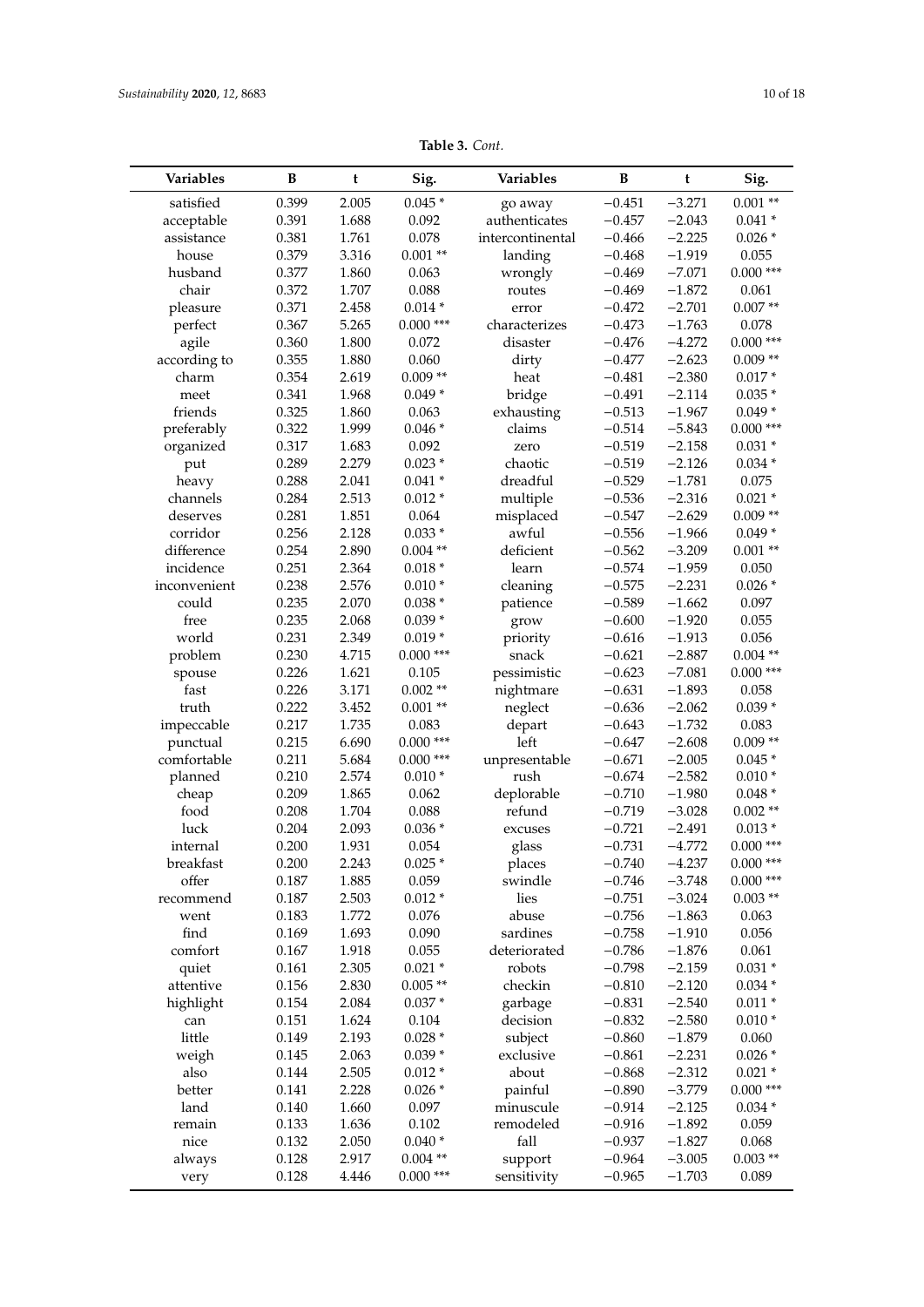**Table 3.** *Cont.*

| Variables | B | t | Sig. | Variables | B | t | Sig. |
|---|---|---|---|---|---|---|---|
| satisfied | 0.399 | 2.005 | 0.045 * | go away | −0.451 | −3.271 | 0.001 ** |
| acceptable | 0.391 | 1.688 | 0.092 | authenticates | −0.457 | −2.043 | 0.041 * |
| assistance | 0.381 | 1.761 | 0.078 | intercontinental | −0.466 | −2.225 | 0.026 * |
| house | 0.379 | 3.316 | 0.001 ** | landing | −0.468 | −1.919 | 0.055 |
| husband | 0.377 | 1.860 | 0.063 | wrongly | −0.469 | −7.071 | 0.000 *** |
| chair | 0.372 | 1.707 | 0.088 | routes | −0.469 | −1.872 | 0.061 |
| pleasure | 0.371 | 2.458 | 0.014 * | error | −0.472 | −2.701 | 0.007 ** |
| perfect | 0.367 | 5.265 | 0.000 *** | characterizes | −0.473 | −1.763 | 0.078 |
| agile | 0.360 | 1.800 | 0.072 | disaster | −0.476 | −4.272 | 0.000 *** |
| according to | 0.355 | 1.880 | 0.060 | dirty | −0.477 | −2.623 | 0.009 ** |
| charm | 0.354 | 2.619 | 0.009 ** | heat | −0.481 | −2.380 | 0.017 * |
| meet | 0.341 | 1.968 | 0.049 * | bridge | −0.491 | −2.114 | 0.035 * |
| friends | 0.325 | 1.860 | 0.063 | exhausting | −0.513 | −1.967 | 0.049 * |
| preferably | 0.322 | 1.999 | 0.046 * | claims | −0.514 | −5.843 | 0.000 *** |
| organized | 0.317 | 1.683 | 0.092 | zero | −0.519 | −2.158 | 0.031 * |
| put | 0.289 | 2.279 | 0.023 * | chaotic | −0.519 | −2.126 | 0.034 * |
| heavy | 0.288 | 2.041 | 0.041 * | dreadful | −0.529 | −1.781 | 0.075 |
| channels | 0.284 | 2.513 | 0.012 * | multiple | −0.536 | −2.316 | 0.021 * |
| deserves | 0.281 | 1.851 | 0.064 | misplaced | −0.547 | −2.629 | 0.009 ** |
| corridor | 0.256 | 2.128 | 0.033 * | awful | −0.556 | −1.966 | 0.049 * |
| difference | 0.254 | 2.890 | 0.004 ** | deficient | −0.562 | −3.209 | 0.001 ** |
| incidence | 0.251 | 2.364 | 0.018 * | learn | −0.574 | −1.959 | 0.050 |
| inconvenient | 0.238 | 2.576 | 0.010 * | cleaning | −0.575 | −2.231 | 0.026 * |
| could | 0.235 | 2.070 | 0.038 * | patience | −0.589 | −1.662 | 0.097 |
| free | 0.235 | 2.068 | 0.039 * | grow | −0.600 | −1.920 | 0.055 |
| world | 0.231 | 2.349 | 0.019 * | priority | −0.616 | −1.913 | 0.056 |
| problem | 0.230 | 4.715 | 0.000 *** | snack | −0.621 | −2.887 | 0.004 ** |
| spouse | 0.226 | 1.621 | 0.105 | pessimistic | −0.623 | −7.081 | 0.000 *** |
| fast | 0.226 | 3.171 | 0.002 ** | nightmare | −0.631 | −1.893 | 0.058 |
| truth | 0.222 | 3.452 | 0.001 ** | neglect | −0.636 | −2.062 | 0.039 * |
| impeccable | 0.217 | 1.735 | 0.083 | depart | −0.643 | −1.732 | 0.083 |
| punctual | 0.215 | 6.690 | 0.000 *** | left | −0.647 | −2.608 | 0.009 ** |
| comfortable | 0.211 | 5.684 | 0.000 *** | unpresentable | −0.671 | −2.005 | 0.045 * |
| planned | 0.210 | 2.574 | 0.010 * | rush | −0.674 | −2.582 | 0.010 * |
| cheap | 0.209 | 1.865 | 0.062 | deplorable | −0.710 | −1.980 | 0.048 * |
| food | 0.208 | 1.704 | 0.088 | refund | −0.719 | −3.028 | 0.002 ** |
| luck | 0.204 | 2.093 | 0.036 * | excuses | −0.721 | −2.491 | 0.013 * |
| internal | 0.200 | 1.931 | 0.054 | glass | −0.731 | −4.772 | 0.000 *** |
| breakfast | 0.200 | 2.243 | 0.025 * | places | −0.740 | −4.237 | 0.000 *** |
| offer | 0.187 | 1.885 | 0.059 | swindle | −0.746 | −3.748 | 0.000 *** |
| recommend | 0.187 | 2.503 | 0.012 * | lies | −0.751 | −3.024 | 0.003 ** |
| went | 0.183 | 1.772 | 0.076 | abuse | −0.756 | −1.863 | 0.063 |
| find | 0.169 | 1.693 | 0.090 | sardines | −0.758 | −1.910 | 0.056 |
| comfort | 0.167 | 1.918 | 0.055 | deteriorated | −0.786 | −1.876 | 0.061 |
| quiet | 0.161 | 2.305 | 0.021 * | robots | −0.798 | −2.159 | 0.031 * |
| attentive | 0.156 | 2.830 | 0.005 ** | checkin | −0.810 | −2.120 | 0.034 * |
| highlight | 0.154 | 2.084 | 0.037 * | garbage | −0.831 | −2.540 | 0.011 * |
| can | 0.151 | 1.624 | 0.104 | decision | −0.832 | −2.580 | 0.010 * |
| little | 0.149 | 2.193 | 0.028 * | subject | −0.860 | −1.879 | 0.060 |
| weigh | 0.145 | 2.063 | 0.039 * | exclusive | −0.861 | −2.231 | 0.026 * |
| also | 0.144 | 2.505 | 0.012 * | about | −0.868 | −2.312 | 0.021 * |
| better | 0.141 | 2.228 | 0.026 * | painful | −0.890 | −3.779 | 0.000 *** |
| land | 0.140 | 1.660 | 0.097 | minuscule | −0.914 | −2.125 | 0.034 * |
| remain | 0.133 | 1.636 | 0.102 | remodeled | −0.916 | −1.892 | 0.059 |
| nice | 0.132 | 2.050 | 0.040 * | fall | −0.937 | −1.827 | 0.068 |
| always | 0.128 | 2.917 | 0.004 ** | support | −0.964 | −3.005 | 0.003 ** |
| very | 0.128 | 4.446 | 0.000 *** | sensitivity | −0.965 | −1.703 | 0.089 |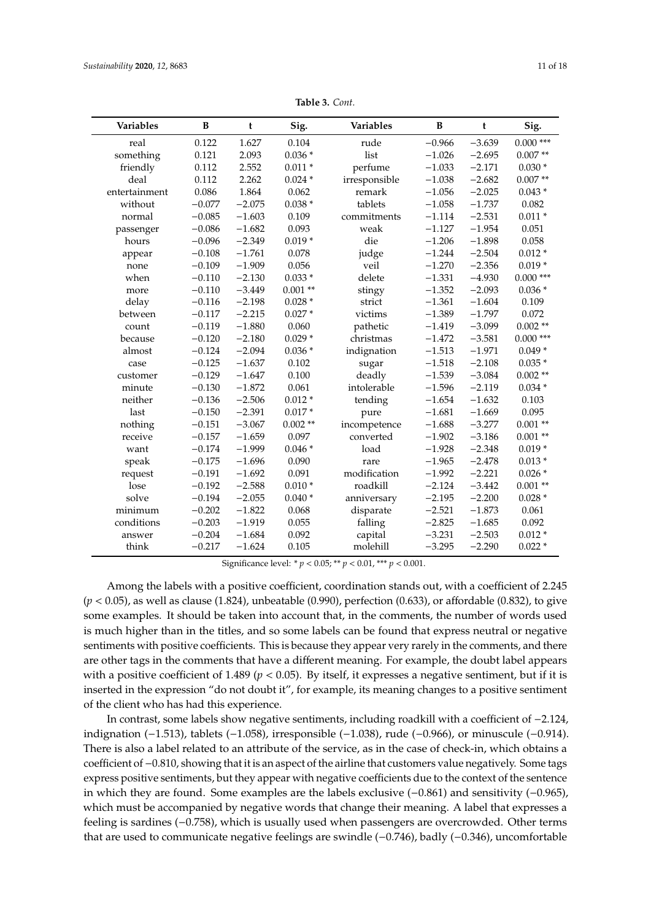**Table 3.** *Cont.*

| Variables | B | t | Sig. | Variables | B | t | Sig. |
|---|---|---|---|---|---|---|---|
| real | 0.122 | 1.627 | 0.104 | rude | −0.966 | −3.639 | 0.000 *** |
| something | 0.121 | 2.093 | 0.036 * | list | −1.026 | −2.695 | 0.007 ** |
| friendly | 0.112 | 2.552 | 0.011 * | perfume | −1.033 | −2.171 | 0.030 * |
| deal | 0.112 | 2.262 | 0.024 * | irresponsible | −1.038 | −2.682 | 0.007 ** |
| entertainment | 0.086 | 1.864 | 0.062 | remark | −1.056 | −2.025 | 0.043 * |
| without | −0.077 | −2.075 | 0.038 * | tablets | −1.058 | −1.737 | 0.082 |
| normal | −0.085 | −1.603 | 0.109 | commitments | −1.114 | −2.531 | 0.011 * |
| passenger | −0.086 | −1.682 | 0.093 | weak | −1.127 | −1.954 | 0.051 |
| hours | −0.096 | −2.349 | 0.019 * | die | −1.206 | −1.898 | 0.058 |
| appear | −0.108 | −1.761 | 0.078 | judge | −1.244 | −2.504 | 0.012 * |
| none | −0.109 | −1.909 | 0.056 | veil | −1.270 | −2.356 | 0.019 * |
| when | −0.110 | −2.130 | 0.033 * | delete | −1.331 | −4.930 | 0.000 *** |
| more | −0.110 | −3.449 | 0.001 ** | stingy | −1.352 | −2.093 | 0.036 * |
| delay | −0.116 | −2.198 | 0.028 * | strict | −1.361 | −1.604 | 0.109 |
| between | −0.117 | −2.215 | 0.027 * | victims | −1.389 | −1.797 | 0.072 |
| count | −0.119 | −1.880 | 0.060 | pathetic | −1.419 | −3.099 | 0.002 ** |
| because | −0.120 | −2.180 | 0.029 * | christmas | −1.472 | −3.581 | 0.000 *** |
| almost | −0.124 | −2.094 | 0.036 * | indignation | −1.513 | −1.971 | 0.049 * |
| case | −0.125 | −1.637 | 0.102 | sugar | −1.518 | −2.108 | 0.035 * |
| customer | −0.129 | −1.647 | 0.100 | deadly | −1.539 | −3.084 | 0.002 ** |
| minute | −0.130 | −1.872 | 0.061 | intolerable | −1.596 | −2.119 | 0.034 * |
| neither | −0.136 | −2.506 | 0.012 * | tending | −1.654 | −1.632 | 0.103 |
| last | −0.150 | −2.391 | 0.017 * | pure | −1.681 | −1.669 | 0.095 |
| nothing | −0.151 | −3.067 | 0.002 ** | incompetence | −1.688 | −3.277 | 0.001 ** |
| receive | −0.157 | −1.659 | 0.097 | converted | −1.902 | −3.186 | 0.001 ** |
| want | −0.174 | −1.999 | 0.046 * | load | −1.928 | −2.348 | 0.019 * |
| speak | −0.175 | −1.696 | 0.090 | rare | −1.965 | −2.478 | 0.013 * |
| request | −0.191 | −1.692 | 0.091 | modification | −1.992 | −2.221 | 0.026 * |
| lose | −0.192 | −2.588 | 0.010 * | roadkill | −2.124 | −3.442 | 0.001 ** |
| solve | −0.194 | −2.055 | 0.040 * | anniversary | −2.195 | −2.200 | 0.028 * |
| minimum | −0.202 | −1.822 | 0.068 | disparate | −2.521 | −1.873 | 0.061 |
| conditions | −0.203 | −1.919 | 0.055 | falling | −2.825 | −1.685 | 0.092 |
| answer | −0.204 | −1.684 | 0.092 | capital | −3.231 | −2.503 | 0.012 * |
| think | −0.217 | −1.624 | 0.105 | molehill | −3.295 | −2.290 | 0.022 * |

Significance level: * $p < 0.05$; ** $p < 0.01$, *** $p < 0.001$.

Among the labels with a positive coefficient, coordination stands out, with a coefficient of 2.245 ($p < 0.05$), as well as clause (1.824), unbeatable (0.990), perfection (0.633), or affordable (0.832), to give some examples. It should be taken into account that, in the comments, the number of words used is much higher than in the titles, and so some labels can be found that express neutral or negative sentiments with positive coefficients. This is because they appear very rarely in the comments, and there are other tags in the comments that have a different meaning. For example, the doubt label appears with a positive coefficient of 1.489 ($p < 0.05$). By itself, it expresses a negative sentiment, but if it is inserted in the expression "do not doubt it", for example, its meaning changes to a positive sentiment of the client who has had this experience.

In contrast, some labels show negative sentiments, including roadkill with a coefficient of −2.124, indignation (−1.513), tablets (−1.058), irresponsible (−1.038), rude (−0.966), or minuscule (−0.914). There is also a label related to an attribute of the service, as in the case of check-in, which obtains a coefficient of −0.810, showing that it is an aspect of the airline that customers value negatively. Some tags express positive sentiments, but they appear with negative coefficients due to the context of the sentence in which they are found. Some examples are the labels exclusive (−0.861) and sensitivity (−0.965), which must be accompanied by negative words that change their meaning. A label that expresses a feeling is sardines (−0.758), which is usually used when passengers are overcrowded. Other terms that are used to communicate negative feelings are swindle (−0.746), badly (−0.346), uncomfortable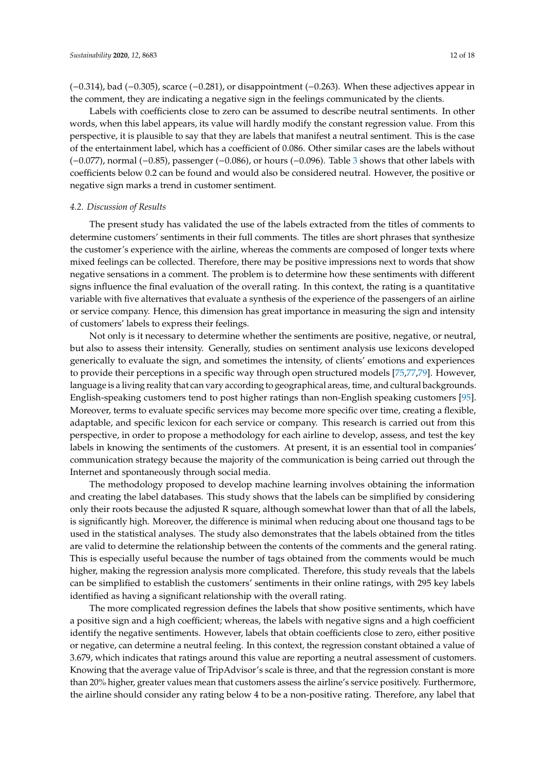(−0.314), bad (−0.305), scarce (−0.281), or disappointment (−0.263). When these adjectives appear in the comment, they are indicating a negative sign in the feelings communicated by the clients.

Labels with coefficients close to zero can be assumed to describe neutral sentiments. In other words, when this label appears, its value will hardly modify the constant regression value. From this perspective, it is plausible to say that they are labels that manifest a neutral sentiment. This is the case of the entertainment label, which has a coefficient of 0.086. Other similar cases are the labels without (−0.077), normal (−0.85), passenger (−0.086), or hours (−0.096). Table 3 shows that other labels with coefficients below 0.2 can be found and would also be considered neutral. However, the positive or negative sign marks a trend in customer sentiment.

### 4.2. Discussion of Results

The present study has validated the use of the labels extracted from the titles of comments to determine customers' sentiments in their full comments. The titles are short phrases that synthesize the customer's experience with the airline, whereas the comments are composed of longer texts where mixed feelings can be collected. Therefore, there may be positive impressions next to words that show negative sensations in a comment. The problem is to determine how these sentiments with different signs influence the final evaluation of the overall rating. In this context, the rating is a quantitative variable with five alternatives that evaluate a synthesis of the experience of the passengers of an airline or service company. Hence, this dimension has great importance in measuring the sign and intensity of customers' labels to express their feelings.

Not only is it necessary to determine whether the sentiments are positive, negative, or neutral, but also to assess their intensity. Generally, studies on sentiment analysis use lexicons developed generically to evaluate the sign, and sometimes the intensity, of clients' emotions and experiences to provide their perceptions in a specific way through open structured models [75,77,79]. However, language is a living reality that can vary according to geographical areas, time, and cultural backgrounds. English-speaking customers tend to post higher ratings than non-English speaking customers [95]. Moreover, terms to evaluate specific services may become more specific over time, creating a flexible, adaptable, and specific lexicon for each service or company. This research is carried out from this perspective, in order to propose a methodology for each airline to develop, assess, and test the key labels in knowing the sentiments of the customers. At present, it is an essential tool in companies' communication strategy because the majority of the communication is being carried out through the Internet and spontaneously through social media.

The methodology proposed to develop machine learning involves obtaining the information and creating the label databases. This study shows that the labels can be simplified by considering only their roots because the adjusted R square, although somewhat lower than that of all the labels, is significantly high. Moreover, the difference is minimal when reducing about one thousand tags to be used in the statistical analyses. The study also demonstrates that the labels obtained from the titles are valid to determine the relationship between the contents of the comments and the general rating. This is especially useful because the number of tags obtained from the comments would be much higher, making the regression analysis more complicated. Therefore, this study reveals that the labels can be simplified to establish the customers' sentiments in their online ratings, with 295 key labels identified as having a significant relationship with the overall rating.

The more complicated regression defines the labels that show positive sentiments, which have a positive sign and a high coefficient; whereas, the labels with negative signs and a high coefficient identify the negative sentiments. However, labels that obtain coefficients close to zero, either positive or negative, can determine a neutral feeling. In this context, the regression constant obtained a value of 3.679, which indicates that ratings around this value are reporting a neutral assessment of customers. Knowing that the average value of TripAdvisor's scale is three, and that the regression constant is more than 20% higher, greater values mean that customers assess the airline's service positively. Furthermore, the airline should consider any rating below 4 to be a non-positive rating. Therefore, any label that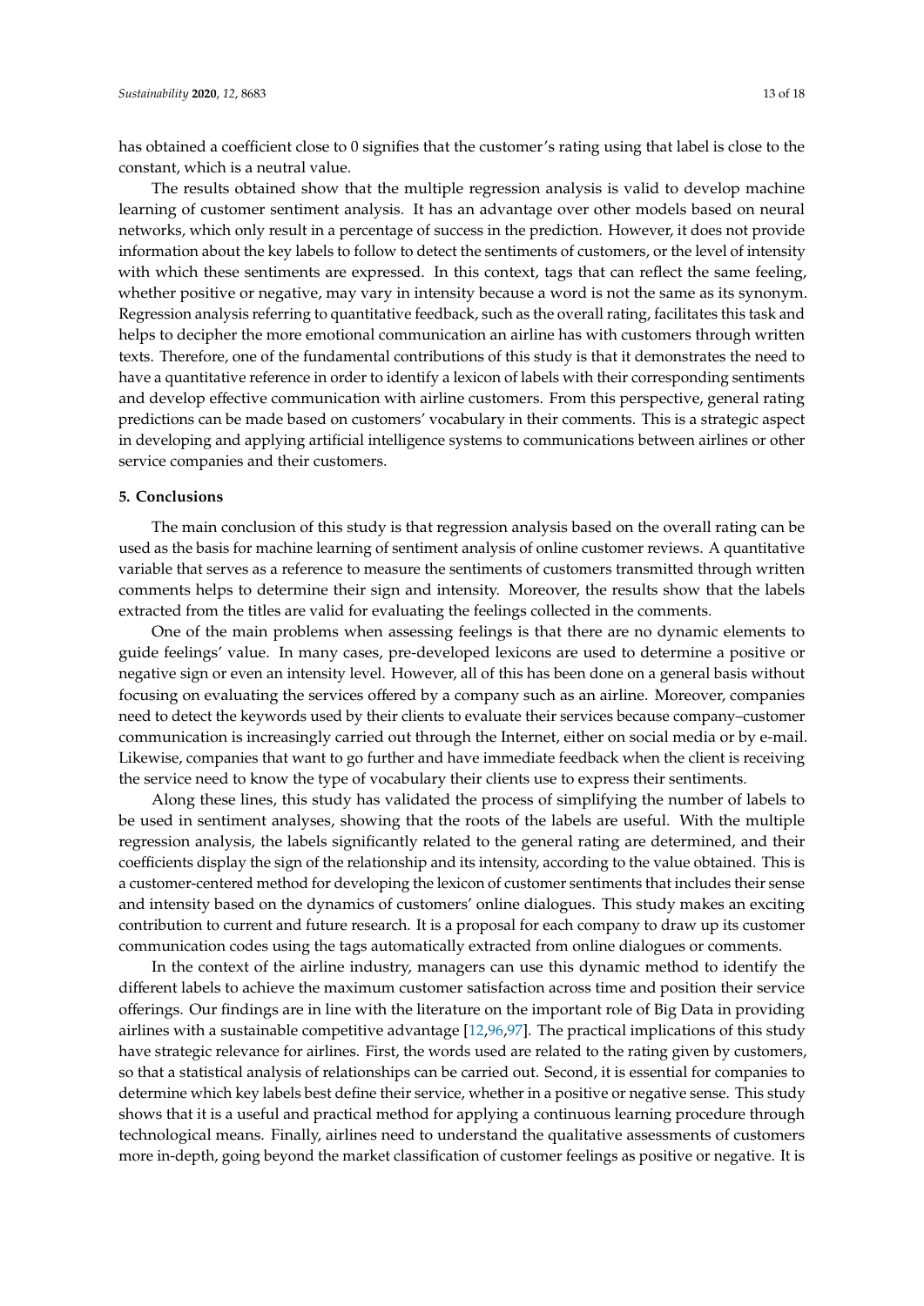has obtained a coefficient close to 0 signifies that the customer's rating using that label is close to the constant, which is a neutral value.

The results obtained show that the multiple regression analysis is valid to develop machine learning of customer sentiment analysis. It has an advantage over other models based on neural networks, which only result in a percentage of success in the prediction. However, it does not provide information about the key labels to follow to detect the sentiments of customers, or the level of intensity with which these sentiments are expressed. In this context, tags that can reflect the same feeling, whether positive or negative, may vary in intensity because a word is not the same as its synonym. Regression analysis referring to quantitative feedback, such as the overall rating, facilitates this task and helps to decipher the more emotional communication an airline has with customers through written texts. Therefore, one of the fundamental contributions of this study is that it demonstrates the need to have a quantitative reference in order to identify a lexicon of labels with their corresponding sentiments and develop effective communication with airline customers. From this perspective, general rating predictions can be made based on customers' vocabulary in their comments. This is a strategic aspect in developing and applying artificial intelligence systems to communications between airlines or other service companies and their customers.

## 5. Conclusions

The main conclusion of this study is that regression analysis based on the overall rating can be used as the basis for machine learning of sentiment analysis of online customer reviews. A quantitative variable that serves as a reference to measure the sentiments of customers transmitted through written comments helps to determine their sign and intensity. Moreover, the results show that the labels extracted from the titles are valid for evaluating the feelings collected in the comments.

One of the main problems when assessing feelings is that there are no dynamic elements to guide feelings' value. In many cases, pre-developed lexicons are used to determine a positive or negative sign or even an intensity level. However, all of this has been done on a general basis without focusing on evaluating the services offered by a company such as an airline. Moreover, companies need to detect the keywords used by their clients to evaluate their services because company–customer communication is increasingly carried out through the Internet, either on social media or by e-mail. Likewise, companies that want to go further and have immediate feedback when the client is receiving the service need to know the type of vocabulary their clients use to express their sentiments.

Along these lines, this study has validated the process of simplifying the number of labels to be used in sentiment analyses, showing that the roots of the labels are useful. With the multiple regression analysis, the labels significantly related to the general rating are determined, and their coefficients display the sign of the relationship and its intensity, according to the value obtained. This is a customer-centered method for developing the lexicon of customer sentiments that includes their sense and intensity based on the dynamics of customers' online dialogues. This study makes an exciting contribution to current and future research. It is a proposal for each company to draw up its customer communication codes using the tags automatically extracted from online dialogues or comments.

In the context of the airline industry, managers can use this dynamic method to identify the different labels to achieve the maximum customer satisfaction across time and position their service offerings. Our findings are in line with the literature on the important role of Big Data in providing airlines with a sustainable competitive advantage [12,96,97]. The practical implications of this study have strategic relevance for airlines. First, the words used are related to the rating given by customers, so that a statistical analysis of relationships can be carried out. Second, it is essential for companies to determine which key labels best define their service, whether in a positive or negative sense. This study shows that it is a useful and practical method for applying a continuous learning procedure through technological means. Finally, airlines need to understand the qualitative assessments of customers more in-depth, going beyond the market classification of customer feelings as positive or negative. It is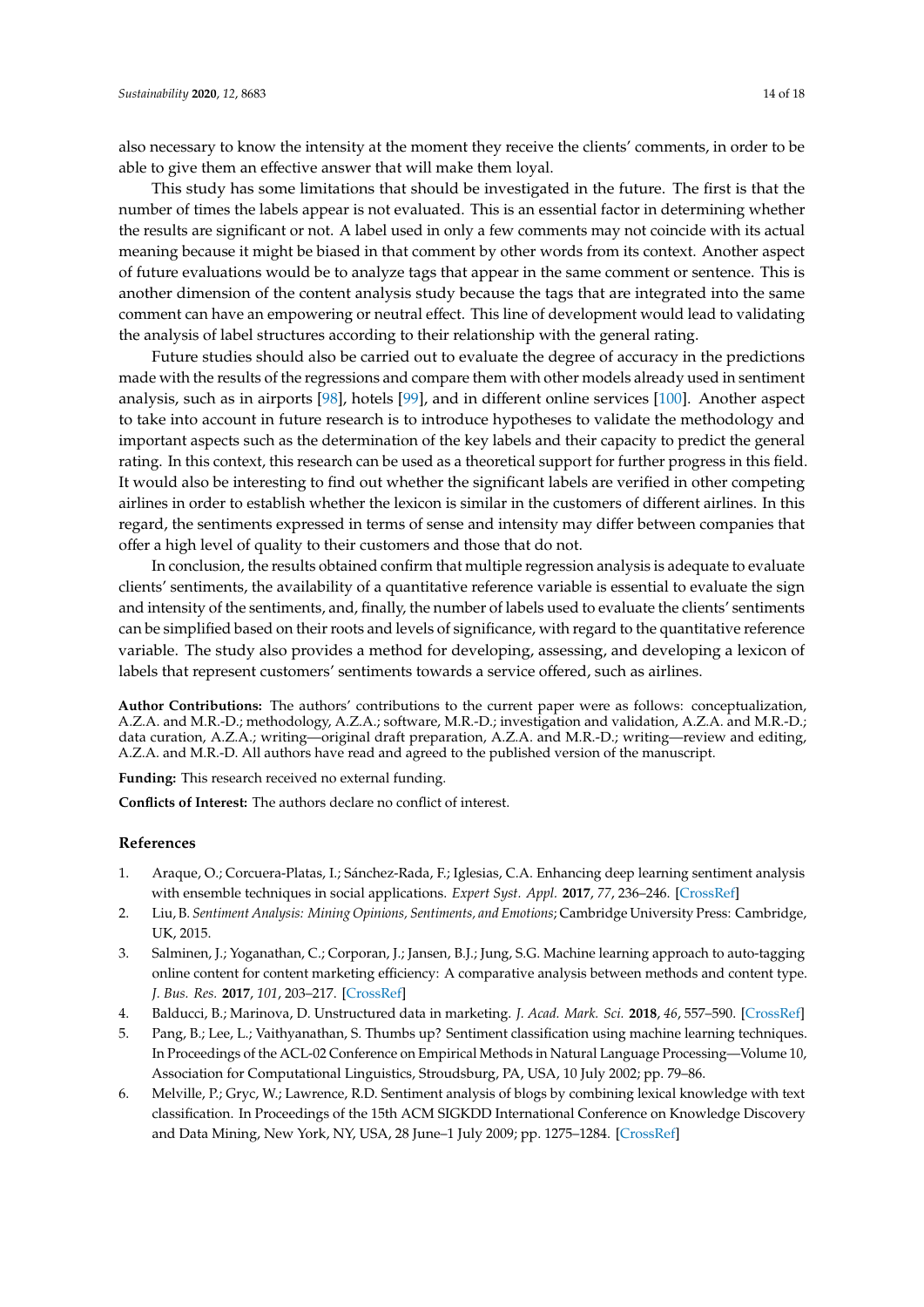also necessary to know the intensity at the moment they receive the clients' comments, in order to be able to give them an effective answer that will make them loyal.

This study has some limitations that should be investigated in the future. The first is that the number of times the labels appear is not evaluated. This is an essential factor in determining whether the results are significant or not. A label used in only a few comments may not coincide with its actual meaning because it might be biased in that comment by other words from its context. Another aspect of future evaluations would be to analyze tags that appear in the same comment or sentence. This is another dimension of the content analysis study because the tags that are integrated into the same comment can have an empowering or neutral effect. This line of development would lead to validating the analysis of label structures according to their relationship with the general rating.

Future studies should also be carried out to evaluate the degree of accuracy in the predictions made with the results of the regressions and compare them with other models already used in sentiment analysis, such as in airports [98], hotels [99], and in different online services [100]. Another aspect to take into account in future research is to introduce hypotheses to validate the methodology and important aspects such as the determination of the key labels and their capacity to predict the general rating. In this context, this research can be used as a theoretical support for further progress in this field. It would also be interesting to find out whether the significant labels are verified in other competing airlines in order to establish whether the lexicon is similar in the customers of different airlines. In this regard, the sentiments expressed in terms of sense and intensity may differ between companies that offer a high level of quality to their customers and those that do not.

In conclusion, the results obtained confirm that multiple regression analysis is adequate to evaluate clients' sentiments, the availability of a quantitative reference variable is essential to evaluate the sign and intensity of the sentiments, and, finally, the number of labels used to evaluate the clients' sentiments can be simplified based on their roots and levels of significance, with regard to the quantitative reference variable. The study also provides a method for developing, assessing, and developing a lexicon of labels that represent customers' sentiments towards a service offered, such as airlines.

**Author Contributions:** The authors' contributions to the current paper were as follows: conceptualization, A.Z.A. and M.R.-D.; methodology, A.Z.A.; software, M.R.-D.; investigation and validation, A.Z.A. and M.R.-D.; data curation, A.Z.A.; writing—original draft preparation, A.Z.A. and M.R.-D.; writing—review and editing, A.Z.A. and M.R.-D. All authors have read and agreed to the published version of the manuscript.

**Funding:** This research received no external funding.

**Conflicts of Interest:** The authors declare no conflict of interest.

## References

1. Araque, O.; Corcuera-Platas, I.; Sánchez-Rada, F.; Iglesias, C.A. Enhancing deep learning sentiment analysis with ensemble techniques in social applications. *Expert Syst. Appl.* **2017**, *77*, 236–246. [CrossRef]
2. Liu, B. *Sentiment Analysis: Mining Opinions, Sentiments, and Emotions*; Cambridge University Press: Cambridge, UK, 2015.
3. Salminen, J.; Yoganathan, C.; Corporan, J.; Jansen, B.J.; Jung, S.G. Machine learning approach to auto-tagging online content for content marketing efficiency: A comparative analysis between methods and content type. *J. Bus. Res.* **2017**, *101*, 203–217. [CrossRef]
4. Balducci, B.; Marinova, D. Unstructured data in marketing. *J. Acad. Mark. Sci.* **2018**, *46*, 557–590. [CrossRef]
5. Pang, B.; Lee, L.; Vaithyanathan, S. Thumbs up? Sentiment classification using machine learning techniques. In Proceedings of the ACL-02 Conference on Empirical Methods in Natural Language Processing—Volume 10, Association for Computational Linguistics, Stroudsburg, PA, USA, 10 July 2002; pp. 79–86.
6. Melville, P.; Gryc, W.; Lawrence, R.D. Sentiment analysis of blogs by combining lexical knowledge with text classification. In Proceedings of the 15th ACM SIGKDD International Conference on Knowledge Discovery and Data Mining, New York, NY, USA, 28 June–1 July 2009; pp. 1275–1284. [CrossRef]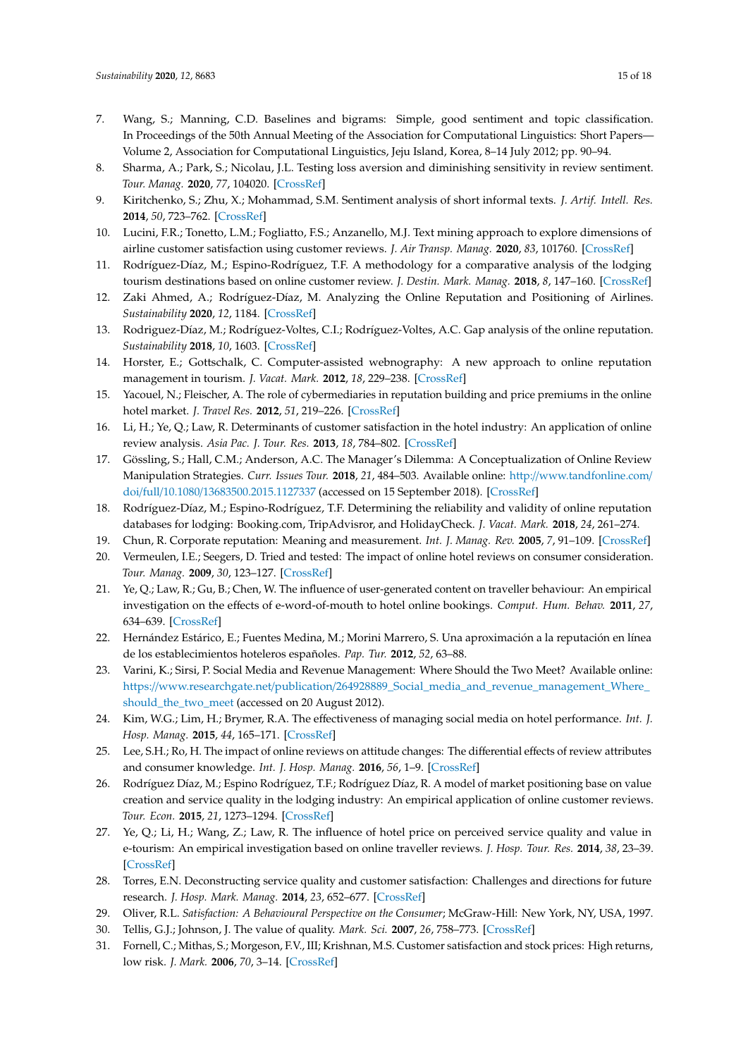7. Wang, S.; Manning, C.D. Baselines and bigrams: Simple, good sentiment and topic classification. In Proceedings of the 50th Annual Meeting of the Association for Computational Linguistics: Short Papers—Volume 2, Association for Computational Linguistics, Jeju Island, Korea, 8–14 July 2012; pp. 90–94.
8. Sharma, A.; Park, S.; Nicolau, J.L. Testing loss aversion and diminishing sensitivity in review sentiment. *Tour. Manag.* **2020**, *77*, 104020. [CrossRef]
9. Kiritchenko, S.; Zhu, X.; Mohammad, S.M. Sentiment analysis of short informal texts. *J. Artif. Intell. Res.* **2014**, *50*, 723–762. [CrossRef]
10. Lucini, F.R.; Tonetto, L.M.; Fogliatto, F.S.; Anzanello, M.J. Text mining approach to explore dimensions of airline customer satisfaction using customer reviews. *J. Air Transp. Manag.* **2020**, *83*, 101760. [CrossRef]
11. Rodríguez-Díaz, M.; Espino-Rodríguez, T.F. A methodology for a comparative analysis of the lodging tourism destinations based on online customer review. *J. Destin. Mark. Manag.* **2018**, *8*, 147–160. [CrossRef]
12. Zaki Ahmed, A.; Rodríguez-Díaz, M. Analyzing the Online Reputation and Positioning of Airlines. *Sustainability* **2020**, *12*, 1184. [CrossRef]
13. Rodriguez-Díaz, M.; Rodríguez-Voltes, C.I.; Rodríguez-Voltes, A.C. Gap analysis of the online reputation. *Sustainability* **2018**, *10*, 1603. [CrossRef]
14. Horster, E.; Gottschalk, C. Computer-assisted webnography: A new approach to online reputation management in tourism. *J. Vacat. Mark.* **2012**, *18*, 229–238. [CrossRef]
15. Yacouel, N.; Fleischer, A. The role of cybermediaries in reputation building and price premiums in the online hotel market. *J. Travel Res.* **2012**, *51*, 219–226. [CrossRef]
16. Li, H.; Ye, Q.; Law, R. Determinants of customer satisfaction in the hotel industry: An application of online review analysis. *Asia Pac. J. Tour. Res.* **2013**, *18*, 784–802. [CrossRef]
17. Gössling, S.; Hall, C.M.; Anderson, A.C. The Manager's Dilemma: A Conceptualization of Online Review Manipulation Strategies. *Curr. Issues Tour.* **2018**, *21*, 484–503. Available online: http://www.tandfonline.com/doi/full/10.1080/13683500.2015.1127337 (accessed on 15 September 2018). [CrossRef]
18. Rodríguez-Díaz, M.; Espino-Rodríguez, T.F. Determining the reliability and validity of online reputation databases for lodging: Booking.com, TripAdvisror, and HolidayCheck. *J. Vacat. Mark.* **2018**, *24*, 261–274.
19. Chun, R. Corporate reputation: Meaning and measurement. *Int. J. Manag. Rev.* **2005**, *7*, 91–109. [CrossRef]
20. Vermeulen, I.E.; Seegers, D. Tried and tested: The impact of online hotel reviews on consumer consideration. *Tour. Manag.* **2009**, *30*, 123–127. [CrossRef]
21. Ye, Q.; Law, R.; Gu, B.; Chen, W. The influence of user-generated content on traveller behaviour: An empirical investigation on the effects of e-word-of-mouth to hotel online bookings. *Comput. Hum. Behav.* **2011**, *27*, 634–639. [CrossRef]
22. Hernández Estárico, E.; Fuentes Medina, M.; Morini Marrero, S. Una aproximación a la reputación en línea de los establecimientos hoteleros españoles. *Pap. Tur.* **2012**, *52*, 63–88.
23. Varini, K.; Sirsi, P. Social Media and Revenue Management: Where Should the Two Meet? Available online: https://www.researchgate.net/publication/264928889_Social_media_and_revenue_management_Where_should_the_two_meet (accessed on 20 August 2012).
24. Kim, W.G.; Lim, H.; Brymer, R.A. The effectiveness of managing social media on hotel performance. *Int. J. Hosp. Manag.* **2015**, *44*, 165–171. [CrossRef]
25. Lee, S.H.; Ro, H. The impact of online reviews on attitude changes: The differential effects of review attributes and consumer knowledge. *Int. J. Hosp. Manag.* **2016**, *56*, 1–9. [CrossRef]
26. Rodríguez Díaz, M.; Espino Rodríguez, T.F.; Rodríguez Díaz, R. A model of market positioning base on value creation and service quality in the lodging industry: An empirical application of online customer reviews. *Tour. Econ.* **2015**, *21*, 1273–1294. [CrossRef]
27. Ye, Q.; Li, H.; Wang, Z.; Law, R. The influence of hotel price on perceived service quality and value in e-tourism: An empirical investigation based on online traveller reviews. *J. Hosp. Tour. Res.* **2014**, *38*, 23–39. [CrossRef]
28. Torres, E.N. Deconstructing service quality and customer satisfaction: Challenges and directions for future research. *J. Hosp. Mark. Manag.* **2014**, *23*, 652–677. [CrossRef]
29. Oliver, R.L. *Satisfaction: A Behavioural Perspective on the Consumer*; McGraw-Hill: New York, NY, USA, 1997.
30. Tellis, G.J.; Johnson, J. The value of quality. *Mark. Sci.* **2007**, *26*, 758–773. [CrossRef]
31. Fornell, C.; Mithas, S.; Morgeson, F.V., III; Krishnan, M.S. Customer satisfaction and stock prices: High returns, low risk. *J. Mark.* **2006**, *70*, 3–14. [CrossRef]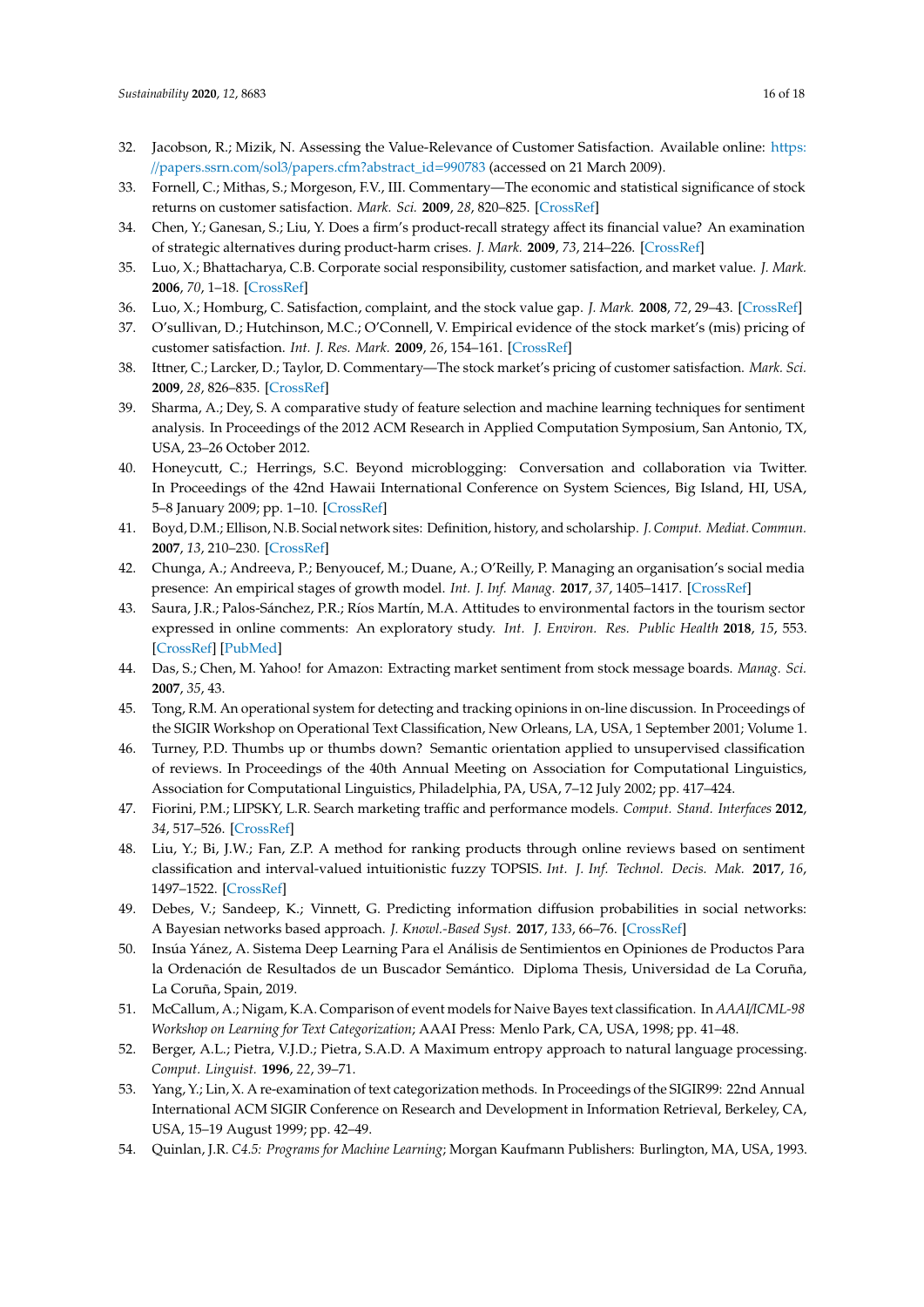32. Jacobson, R.; Mizik, N. Assessing the Value-Relevance of Customer Satisfaction. Available online: https://papers.ssrn.com/sol3/papers.cfm?abstract_id=990783 (accessed on 21 March 2009).
33. Fornell, C.; Mithas, S.; Morgeson, F.V., III. Commentary—The economic and statistical significance of stock returns on customer satisfaction. *Mark. Sci.* **2009**, *28*, 820–825. [CrossRef]
34. Chen, Y.; Ganesan, S.; Liu, Y. Does a firm's product-recall strategy affect its financial value? An examination of strategic alternatives during product-harm crises. *J. Mark.* **2009**, *73*, 214–226. [CrossRef]
35. Luo, X.; Bhattacharya, C.B. Corporate social responsibility, customer satisfaction, and market value. *J. Mark.* **2006**, *70*, 1–18. [CrossRef]
36. Luo, X.; Homburg, C. Satisfaction, complaint, and the stock value gap. *J. Mark.* **2008**, *72*, 29–43. [CrossRef]
37. O'sullivan, D.; Hutchinson, M.C.; O'Connell, V. Empirical evidence of the stock market's (mis) pricing of customer satisfaction. *Int. J. Res. Mark.* **2009**, *26*, 154–161. [CrossRef]
38. Ittner, C.; Larcker, D.; Taylor, D. Commentary—The stock market's pricing of customer satisfaction. *Mark. Sci.* **2009**, *28*, 826–835. [CrossRef]
39. Sharma, A.; Dey, S. A comparative study of feature selection and machine learning techniques for sentiment analysis. In Proceedings of the 2012 ACM Research in Applied Computation Symposium, San Antonio, TX, USA, 23–26 October 2012.
40. Honeycutt, C.; Herrings, S.C. Beyond microblogging: Conversation and collaboration via Twitter. In Proceedings of the 42nd Hawaii International Conference on System Sciences, Big Island, HI, USA, 5–8 January 2009; pp. 1–10. [CrossRef]
41. Boyd, D.M.; Ellison, N.B. Social network sites: Definition, history, and scholarship. *J. Comput. Mediat. Commun.* **2007**, *13*, 210–230. [CrossRef]
42. Chunga, A.; Andreeva, P.; Benyoucef, M.; Duane, A.; O'Reilly, P. Managing an organisation's social media presence: An empirical stages of growth model. *Int. J. Inf. Manag.* **2017**, *37*, 1405–1417. [CrossRef]
43. Saura, J.R.; Palos-Sánchez, P.R.; Ríos Martín, M.A. Attitudes to environmental factors in the tourism sector expressed in online comments: An exploratory study. *Int. J. Environ. Res. Public Health* **2018**, *15*, 553. [CrossRef] [PubMed]
44. Das, S.; Chen, M. Yahoo! for Amazon: Extracting market sentiment from stock message boards. *Manag. Sci.* **2007**, *35*, 43.
45. Tong, R.M. An operational system for detecting and tracking opinions in on-line discussion. In Proceedings of the SIGIR Workshop on Operational Text Classification, New Orleans, LA, USA, 1 September 2001; Volume 1.
46. Turney, P.D. Thumbs up or thumbs down? Semantic orientation applied to unsupervised classification of reviews. In Proceedings of the 40th Annual Meeting on Association for Computational Linguistics, Association for Computational Linguistics, Philadelphia, PA, USA, 7–12 July 2002; pp. 417–424.
47. Fiorini, P.M.; LIPSKY, L.R. Search marketing traffic and performance models. *Comput. Stand. Interfaces* **2012**, *34*, 517–526. [CrossRef]
48. Liu, Y.; Bi, J.W.; Fan, Z.P. A method for ranking products through online reviews based on sentiment classification and interval-valued intuitionistic fuzzy TOPSIS. *Int. J. Inf. Technol. Decis. Mak.* **2017**, *16*, 1497–1522. [CrossRef]
49. Debes, V.; Sandeep, K.; Vinnett, G. Predicting information diffusion probabilities in social networks: A Bayesian networks based approach. *J. Knowl.-Based Syst.* **2017**, *133*, 66–76. [CrossRef]
50. Insúa Yánez, A. Sistema Deep Learning Para el Análisis de Sentimientos en Opiniones de Productos Para la Ordenación de Resultados de un Buscador Semántico. Diploma Thesis, Universidad de La Coruña, La Coruña, Spain, 2019.
51. McCallum, A.; Nigam, K.A. Comparison of event models for Naive Bayes text classification. In *AAAI/ICML-98 Workshop on Learning for Text Categorization*; AAAI Press: Menlo Park, CA, USA, 1998; pp. 41–48.
52. Berger, A.L.; Pietra, V.J.D.; Pietra, S.A.D. A Maximum entropy approach to natural language processing. *Comput. Linguist.* **1996**, *22*, 39–71.
53. Yang, Y.; Lin, X. A re-examination of text categorization methods. In Proceedings of the SIGIR99: 22nd Annual International ACM SIGIR Conference on Research and Development in Information Retrieval, Berkeley, CA, USA, 15–19 August 1999; pp. 42–49.
54. Quinlan, J.R. *C4.5: Programs for Machine Learning*; Morgan Kaufmann Publishers: Burlington, MA, USA, 1993.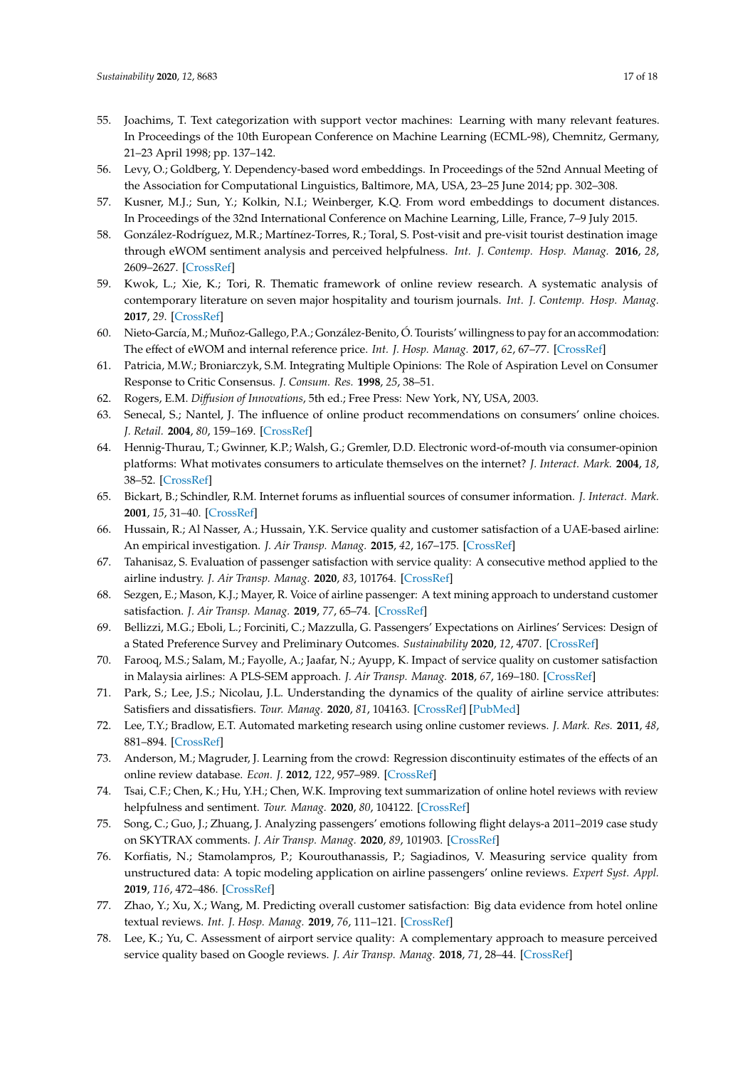55. Joachims, T. Text categorization with support vector machines: Learning with many relevant features. In Proceedings of the 10th European Conference on Machine Learning (ECML-98), Chemnitz, Germany, 21–23 April 1998; pp. 137–142.
56. Levy, O.; Goldberg, Y. Dependency-based word embeddings. In Proceedings of the 52nd Annual Meeting of the Association for Computational Linguistics, Baltimore, MA, USA, 23–25 June 2014; pp. 302–308.
57. Kusner, M.J.; Sun, Y.; Kolkin, N.I.; Weinberger, K.Q. From word embeddings to document distances. In Proceedings of the 32nd International Conference on Machine Learning, Lille, France, 7–9 July 2015.
58. González-Rodríguez, M.R.; Martínez-Torres, R.; Toral, S. Post-visit and pre-visit tourist destination image through eWOM sentiment analysis and perceived helpfulness. *Int. J. Contemp. Hosp. Manag.* **2016**, *28*, 2609–2627. [CrossRef]
59. Kwok, L.; Xie, K.; Tori, R. Thematic framework of online review research. A systematic analysis of contemporary literature on seven major hospitality and tourism journals. *Int. J. Contemp. Hosp. Manag.* **2017**, *29*. [CrossRef]
60. Nieto-García, M.; Muñoz-Gallego, P.A.; González-Benito, Ó. Tourists' willingness to pay for an accommodation: The effect of eWOM and internal reference price. *Int. J. Hosp. Manag.* **2017**, *62*, 67–77. [CrossRef]
61. Patricia, M.W.; Broniarczyk, S.M. Integrating Multiple Opinions: The Role of Aspiration Level on Consumer Response to Critic Consensus. *J. Consum. Res.* **1998**, *25*, 38–51.
62. Rogers, E.M. *Diffusion of Innovations*, 5th ed.; Free Press: New York, NY, USA, 2003.
63. Senecal, S.; Nantel, J. The influence of online product recommendations on consumers' online choices. *J. Retail.* **2004**, *80*, 159–169. [CrossRef]
64. Hennig-Thurau, T.; Gwinner, K.P.; Walsh, G.; Gremler, D.D. Electronic word-of-mouth via consumer-opinion platforms: What motivates consumers to articulate themselves on the internet? *J. Interact. Mark.* **2004**, *18*, 38–52. [CrossRef]
65. Bickart, B.; Schindler, R.M. Internet forums as influential sources of consumer information. *J. Interact. Mark.* **2001**, *15*, 31–40. [CrossRef]
66. Hussain, R.; Al Nasser, A.; Hussain, Y.K. Service quality and customer satisfaction of a UAE-based airline: An empirical investigation. *J. Air Transp. Manag.* **2015**, *42*, 167–175. [CrossRef]
67. Tahanisaz, S. Evaluation of passenger satisfaction with service quality: A consecutive method applied to the airline industry. *J. Air Transp. Manag.* **2020**, *83*, 101764. [CrossRef]
68. Sezgen, E.; Mason, K.J.; Mayer, R. Voice of airline passenger: A text mining approach to understand customer satisfaction. *J. Air Transp. Manag.* **2019**, *77*, 65–74. [CrossRef]
69. Bellizzi, M.G.; Eboli, L.; Forciniti, C.; Mazzulla, G. Passengers' Expectations on Airlines' Services: Design of a Stated Preference Survey and Preliminary Outcomes. *Sustainability* **2020**, *12*, 4707. [CrossRef]
70. Farooq, M.S.; Salam, M.; Fayolle, A.; Jaafar, N.; Ayupp, K. Impact of service quality on customer satisfaction in Malaysia airlines: A PLS-SEM approach. *J. Air Transp. Manag.* **2018**, *67*, 169–180. [CrossRef]
71. Park, S.; Lee, J.S.; Nicolau, J.L. Understanding the dynamics of the quality of airline service attributes: Satisfiers and dissatisfiers. *Tour. Manag.* **2020**, *81*, 104163. [CrossRef] [PubMed]
72. Lee, T.Y.; Bradlow, E.T. Automated marketing research using online customer reviews. *J. Mark. Res.* **2011**, *48*, 881–894. [CrossRef]
73. Anderson, M.; Magruder, J. Learning from the crowd: Regression discontinuity estimates of the effects of an online review database. *Econ. J.* **2012**, *122*, 957–989. [CrossRef]
74. Tsai, C.F.; Chen, K.; Hu, Y.H.; Chen, W.K. Improving text summarization of online hotel reviews with review helpfulness and sentiment. *Tour. Manag.* **2020**, *80*, 104122. [CrossRef]
75. Song, C.; Guo, J.; Zhuang, J. Analyzing passengers' emotions following flight delays-a 2011–2019 case study on SKYTRAX comments. *J. Air Transp. Manag.* **2020**, *89*, 101903. [CrossRef]
76. Korfiatis, N.; Stamolampros, P.; Kourouthanassis, P.; Sagiadinos, V. Measuring service quality from unstructured data: A topic modeling application on airline passengers' online reviews. *Expert Syst. Appl.* **2019**, *116*, 472–486. [CrossRef]
77. Zhao, Y.; Xu, X.; Wang, M. Predicting overall customer satisfaction: Big data evidence from hotel online textual reviews. *Int. J. Hosp. Manag.* **2019**, *76*, 111–121. [CrossRef]
78. Lee, K.; Yu, C. Assessment of airport service quality: A complementary approach to measure perceived service quality based on Google reviews. *J. Air Transp. Manag.* **2018**, *71*, 28–44. [CrossRef]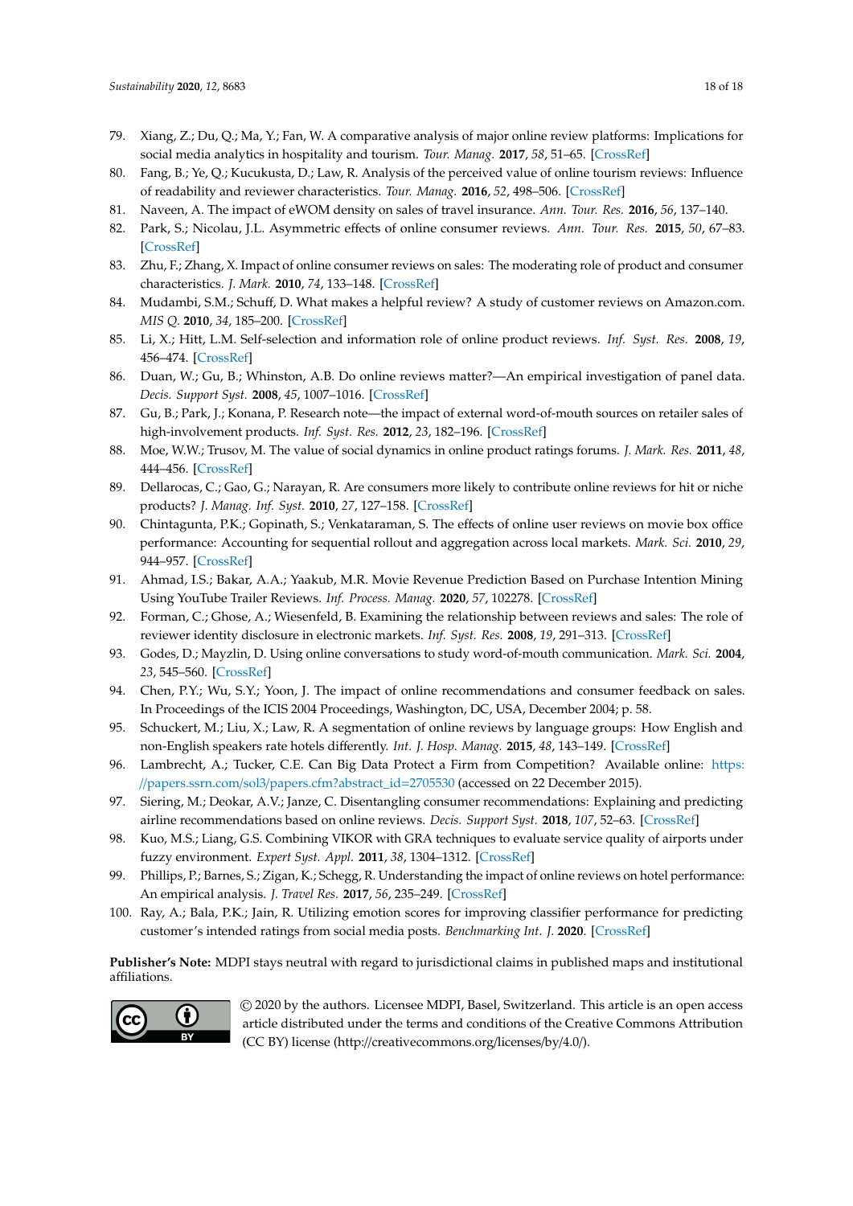79. Xiang, Z.; Du, Q.; Ma, Y.; Fan, W. A comparative analysis of major online review platforms: Implications for social media analytics in hospitality and tourism. *Tour. Manag.* **2017**, *58*, 51–65. [CrossRef]
80. Fang, B.; Ye, Q.; Kucukusta, D.; Law, R. Analysis of the perceived value of online tourism reviews: Influence of readability and reviewer characteristics. *Tour. Manag.* **2016**, *52*, 498–506. [CrossRef]
81. Naveen, A. The impact of eWOM density on sales of travel insurance. *Ann. Tour. Res.* **2016**, *56*, 137–140.
82. Park, S.; Nicolau, J.L. Asymmetric effects of online consumer reviews. *Ann. Tour. Res.* **2015**, *50*, 67–83. [CrossRef]
83. Zhu, F.; Zhang, X. Impact of online consumer reviews on sales: The moderating role of product and consumer characteristics. *J. Mark.* **2010**, *74*, 133–148. [CrossRef]
84. Mudambi, S.M.; Schuff, D. What makes a helpful review? A study of customer reviews on Amazon.com. *MIS Q.* **2010**, *34*, 185–200. [CrossRef]
85. Li, X.; Hitt, L.M. Self-selection and information role of online product reviews. *Inf. Syst. Res.* **2008**, *19*, 456–474. [CrossRef]
86. Duan, W.; Gu, B.; Whinston, A.B. Do online reviews matter?—An empirical investigation of panel data. *Decis. Support Syst.* **2008**, *45*, 1007–1016. [CrossRef]
87. Gu, B.; Park, J.; Konana, P. Research note—the impact of external word-of-mouth sources on retailer sales of high-involvement products. *Inf. Syst. Res.* **2012**, *23*, 182–196. [CrossRef]
88. Moe, W.W.; Trusov, M. The value of social dynamics in online product ratings forums. *J. Mark. Res.* **2011**, *48*, 444–456. [CrossRef]
89. Dellarocas, C.; Gao, G.; Narayan, R. Are consumers more likely to contribute online reviews for hit or niche products? *J. Manag. Inf. Syst.* **2010**, *27*, 127–158. [CrossRef]
90. Chintagunta, P.K.; Gopinath, S.; Venkataraman, S. The effects of online user reviews on movie box office performance: Accounting for sequential rollout and aggregation across local markets. *Mark. Sci.* **2010**, *29*, 944–957. [CrossRef]
91. Ahmad, I.S.; Bakar, A.A.; Yaakub, M.R. Movie Revenue Prediction Based on Purchase Intention Mining Using YouTube Trailer Reviews. *Inf. Process. Manag.* **2020**, *57*, 102278. [CrossRef]
92. Forman, C.; Ghose, A.; Wiesenfeld, B. Examining the relationship between reviews and sales: The role of reviewer identity disclosure in electronic markets. *Inf. Syst. Res.* **2008**, *19*, 291–313. [CrossRef]
93. Godes, D.; Mayzlin, D. Using online conversations to study word-of-mouth communication. *Mark. Sci.* **2004**, *23*, 545–560. [CrossRef]
94. Chen, P.Y.; Wu, S.Y.; Yoon, J. The impact of online recommendations and consumer feedback on sales. In Proceedings of the ICIS 2004 Proceedings, Washington, DC, USA, December 2004; p. 58.
95. Schuckert, M.; Liu, X.; Law, R. A segmentation of online reviews by language groups: How English and non-English speakers rate hotels differently. *Int. J. Hosp. Manag.* **2015**, *48*, 143–149. [CrossRef]
96. Lambrecht, A.; Tucker, C.E. Can Big Data Protect a Firm from Competition? Available online: https://papers.ssrn.com/sol3/papers.cfm?abstract_id=2705530 (accessed on 22 December 2015).
97. Siering, M.; Deokar, A.V.; Janze, C. Disentangling consumer recommendations: Explaining and predicting airline recommendations based on online reviews. *Decis. Support Syst.* **2018**, *107*, 52–63. [CrossRef]
98. Kuo, M.S.; Liang, G.S. Combining VIKOR with GRA techniques to evaluate service quality of airports under fuzzy environment. *Expert Syst. Appl.* **2011**, *38*, 1304–1312. [CrossRef]
99. Phillips, P.; Barnes, S.; Zigan, K.; Schegg, R. Understanding the impact of online reviews on hotel performance: An empirical analysis. *J. Travel Res.* **2017**, *56*, 235–249. [CrossRef]
100. Ray, A.; Bala, P.K.; Jain, R. Utilizing emotion scores for improving classifier performance for predicting customer's intended ratings from social media posts. *Benchmarking Int. J.* **2020**. [CrossRef]

**Publisher's Note:** MDPI stays neutral with regard to jurisdictional claims in published maps and institutional affiliations.

© 2020 by the authors. Licensee MDPI, Basel, Switzerland. This article is an open access article distributed under the terms and conditions of the Creative Commons Attribution (CC BY) license (http://creativecommons.org/licenses/by/4.0/).